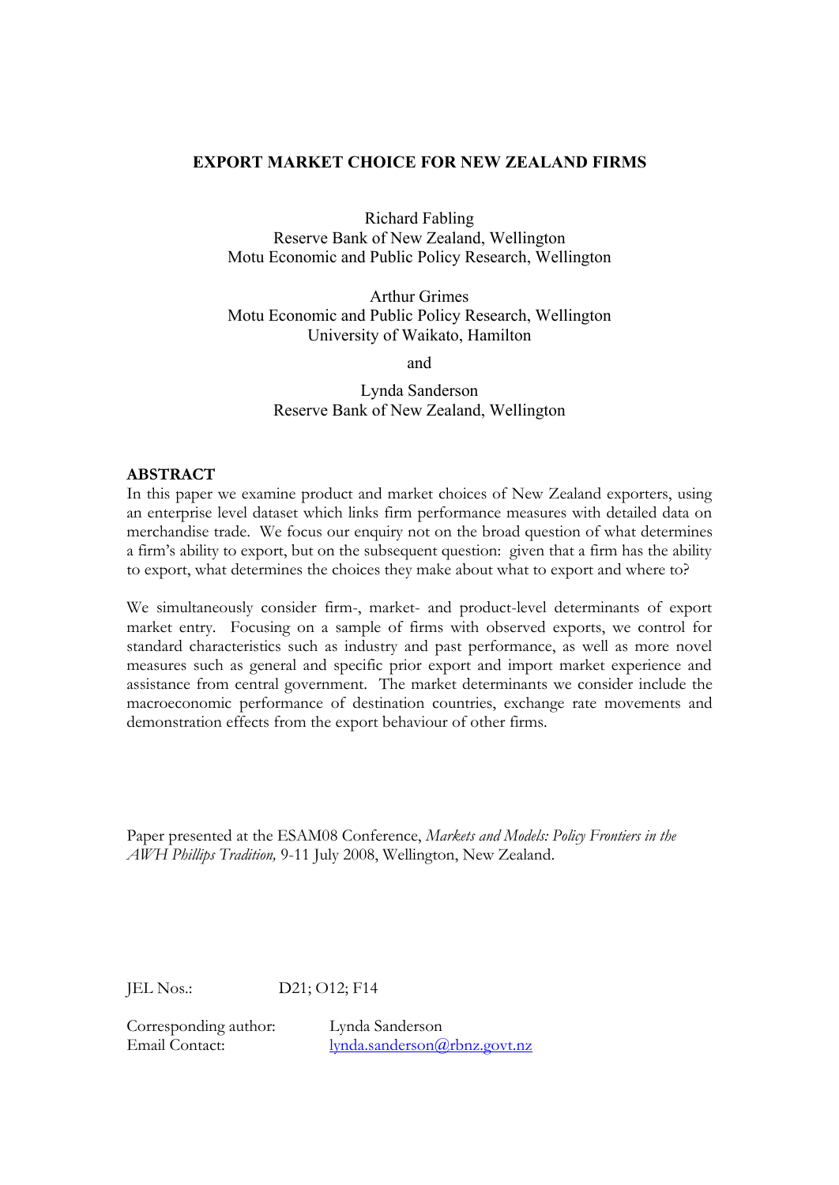# EXPORT MARKET CHOICE FOR NEW ZEALAND FIRMS

Richard Fabling
Reserve Bank of New Zealand, Wellington
Motu Economic and Public Policy Research, Wellington

Arthur Grimes
Motu Economic and Public Policy Research, Wellington
University of Waikato, Hamilton

and

Lynda Sanderson
Reserve Bank of New Zealand, Wellington

## ABSTRACT

In this paper we examine product and market choices of New Zealand exporters, using an enterprise level dataset which links firm performance measures with detailed data on merchandise trade. We focus our enquiry not on the broad question of what determines a firm's ability to export, but on the subsequent question: given that a firm has the ability to export, what determines the choices they make about what to export and where to?

We simultaneously consider firm-, market- and product-level determinants of export market entry. Focusing on a sample of firms with observed exports, we control for standard characteristics such as industry and past performance, as well as more novel measures such as general and specific prior export and import market experience and assistance from central government. The market determinants we consider include the macroeconomic performance of destination countries, exchange rate movements and demonstration effects from the export behaviour of other firms.

Paper presented at the ESAM08 Conference, *Markets and Models: Policy Frontiers in the AWH Phillips Tradition,* 9-11 July 2008, Wellington, New Zealand.

JEL Nos.: D21; O12; F14

Corresponding author: Lynda Sanderson
Email Contact: lynda.sanderson@rbnz.govt.nz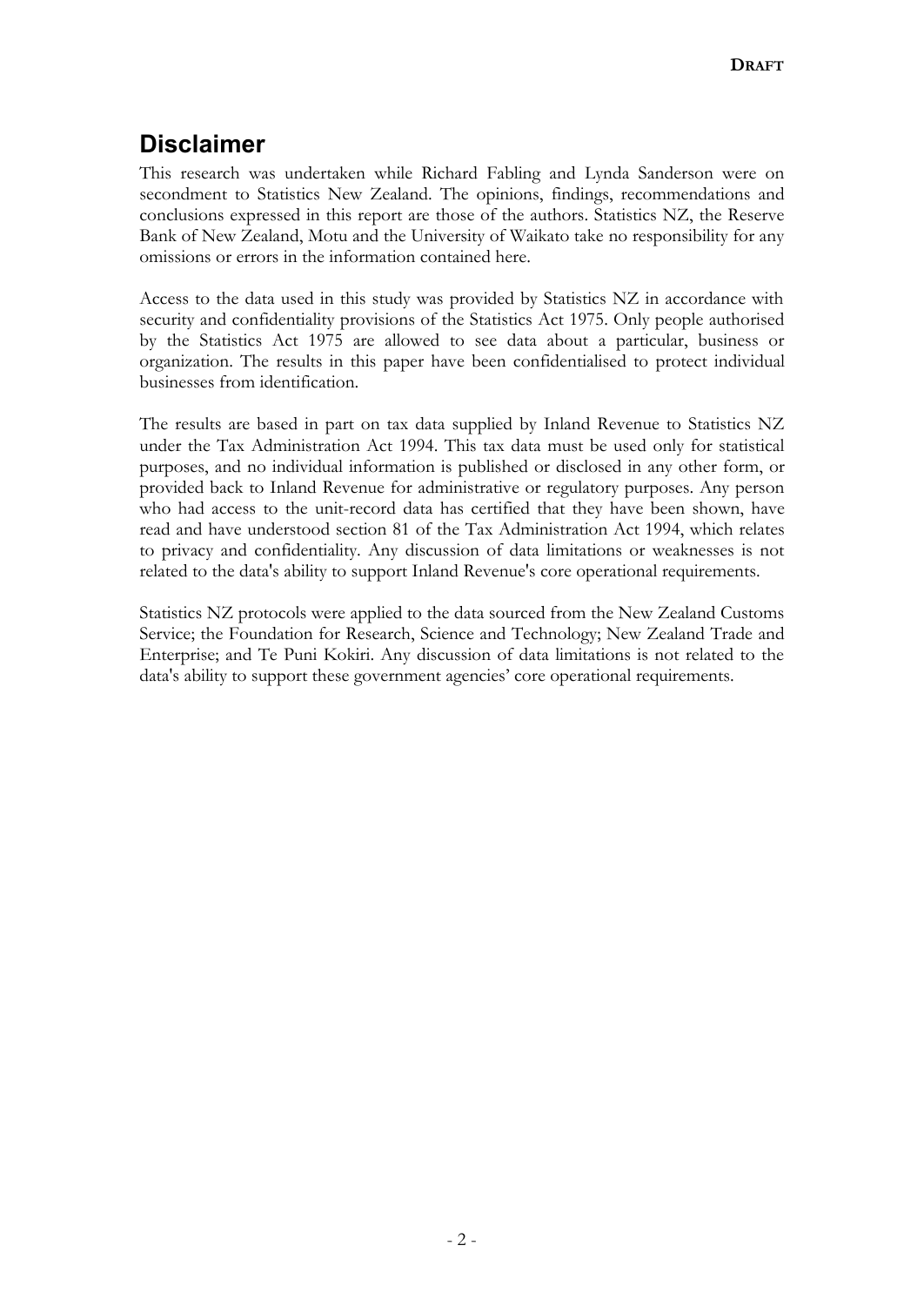## Disclaimer

This research was undertaken while Richard Fabling and Lynda Sanderson were on secondment to Statistics New Zealand. The opinions, findings, recommendations and conclusions expressed in this report are those of the authors. Statistics NZ, the Reserve Bank of New Zealand, Motu and the University of Waikato take no responsibility for any omissions or errors in the information contained here.

Access to the data used in this study was provided by Statistics NZ in accordance with security and confidentiality provisions of the Statistics Act 1975. Only people authorised by the Statistics Act 1975 are allowed to see data about a particular, business or organization. The results in this paper have been confidentialised to protect individual businesses from identification.

The results are based in part on tax data supplied by Inland Revenue to Statistics NZ under the Tax Administration Act 1994. This tax data must be used only for statistical purposes, and no individual information is published or disclosed in any other form, or provided back to Inland Revenue for administrative or regulatory purposes. Any person who had access to the unit-record data has certified that they have been shown, have read and have understood section 81 of the Tax Administration Act 1994, which relates to privacy and confidentiality. Any discussion of data limitations or weaknesses is not related to the data's ability to support Inland Revenue's core operational requirements.

Statistics NZ protocols were applied to the data sourced from the New Zealand Customs Service; the Foundation for Research, Science and Technology; New Zealand Trade and Enterprise; and Te Puni Kokiri. Any discussion of data limitations is not related to the data's ability to support these government agencies' core operational requirements.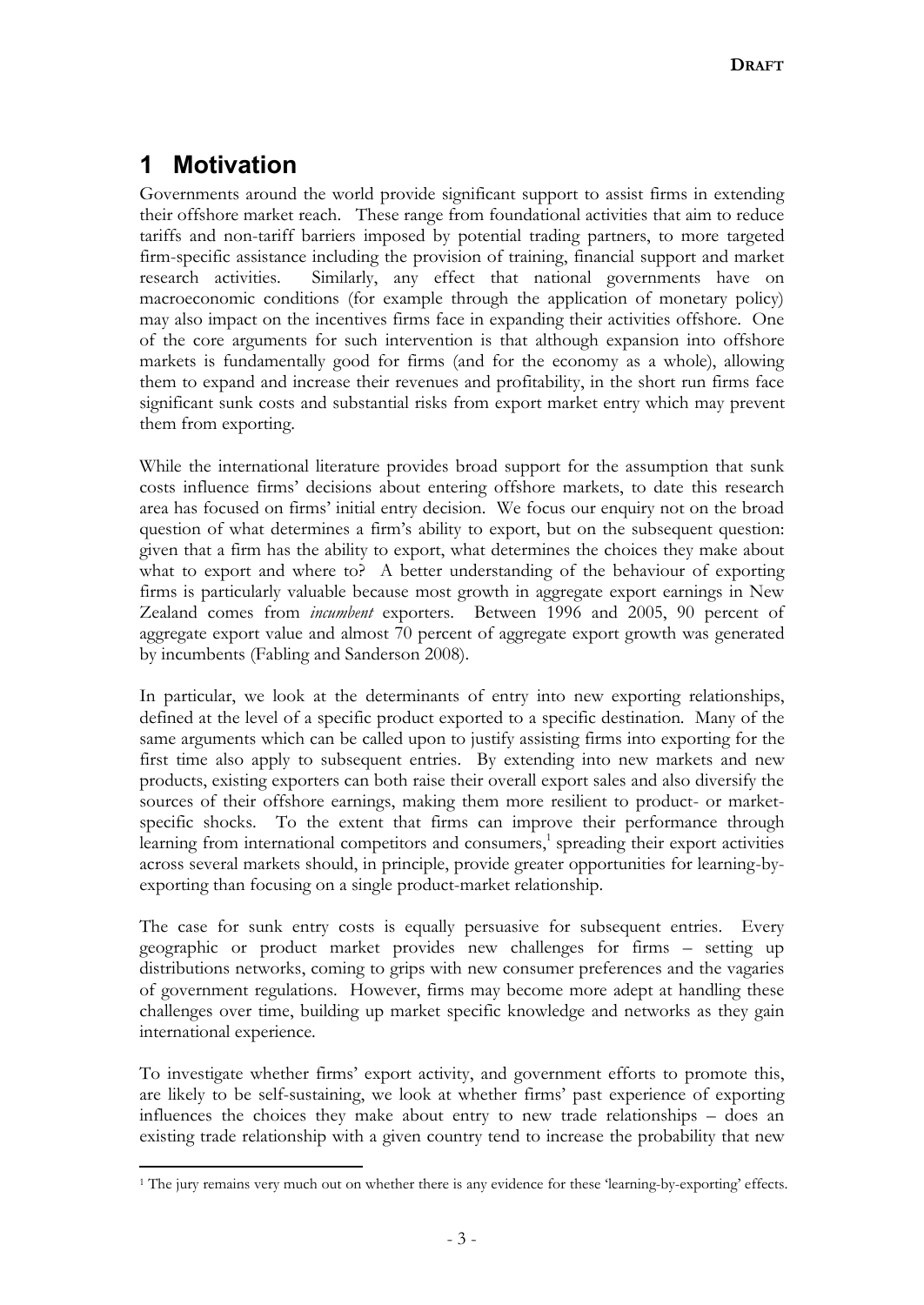# 1 Motivation

Governments around the world provide significant support to assist firms in extending their offshore market reach. These range from foundational activities that aim to reduce tariffs and non-tariff barriers imposed by potential trading partners, to more targeted firm-specific assistance including the provision of training, financial support and market research activities. Similarly, any effect that national governments have on macroeconomic conditions (for example through the application of monetary policy) may also impact on the incentives firms face in expanding their activities offshore. One of the core arguments for such intervention is that although expansion into offshore markets is fundamentally good for firms (and for the economy as a whole), allowing them to expand and increase their revenues and profitability, in the short run firms face significant sunk costs and substantial risks from export market entry which may prevent them from exporting.

While the international literature provides broad support for the assumption that sunk costs influence firms' decisions about entering offshore markets, to date this research area has focused on firms' initial entry decision. We focus our enquiry not on the broad question of what determines a firm's ability to export, but on the subsequent question: given that a firm has the ability to export, what determines the choices they make about what to export and where to? A better understanding of the behaviour of exporting firms is particularly valuable because most growth in aggregate export earnings in New Zealand comes from *incumbent* exporters. Between 1996 and 2005, 90 percent of aggregate export value and almost 70 percent of aggregate export growth was generated by incumbents (Fabling and Sanderson 2008).

In particular, we look at the determinants of entry into new exporting relationships, defined at the level of a specific product exported to a specific destination. Many of the same arguments which can be called upon to justify assisting firms into exporting for the first time also apply to subsequent entries. By extending into new markets and new products, existing exporters can both raise their overall export sales and also diversify the sources of their offshore earnings, making them more resilient to product- or market-specific shocks. To the extent that firms can improve their performance through learning from international competitors and consumers,[1] spreading their export activities across several markets should, in principle, provide greater opportunities for learning-by-exporting than focusing on a single product-market relationship.

The case for sunk entry costs is equally persuasive for subsequent entries. Every geographic or product market provides new challenges for firms – setting up distributions networks, coming to grips with new consumer preferences and the vagaries of government regulations. However, firms may become more adept at handling these challenges over time, building up market specific knowledge and networks as they gain international experience.

To investigate whether firms' export activity, and government efforts to promote this, are likely to be self-sustaining, we look at whether firms' past experience of exporting influences the choices they make about entry to new trade relationships – does an existing trade relationship with a given country tend to increase the probability that new

[1] The jury remains very much out on whether there is any evidence for these 'learning-by-exporting' effects.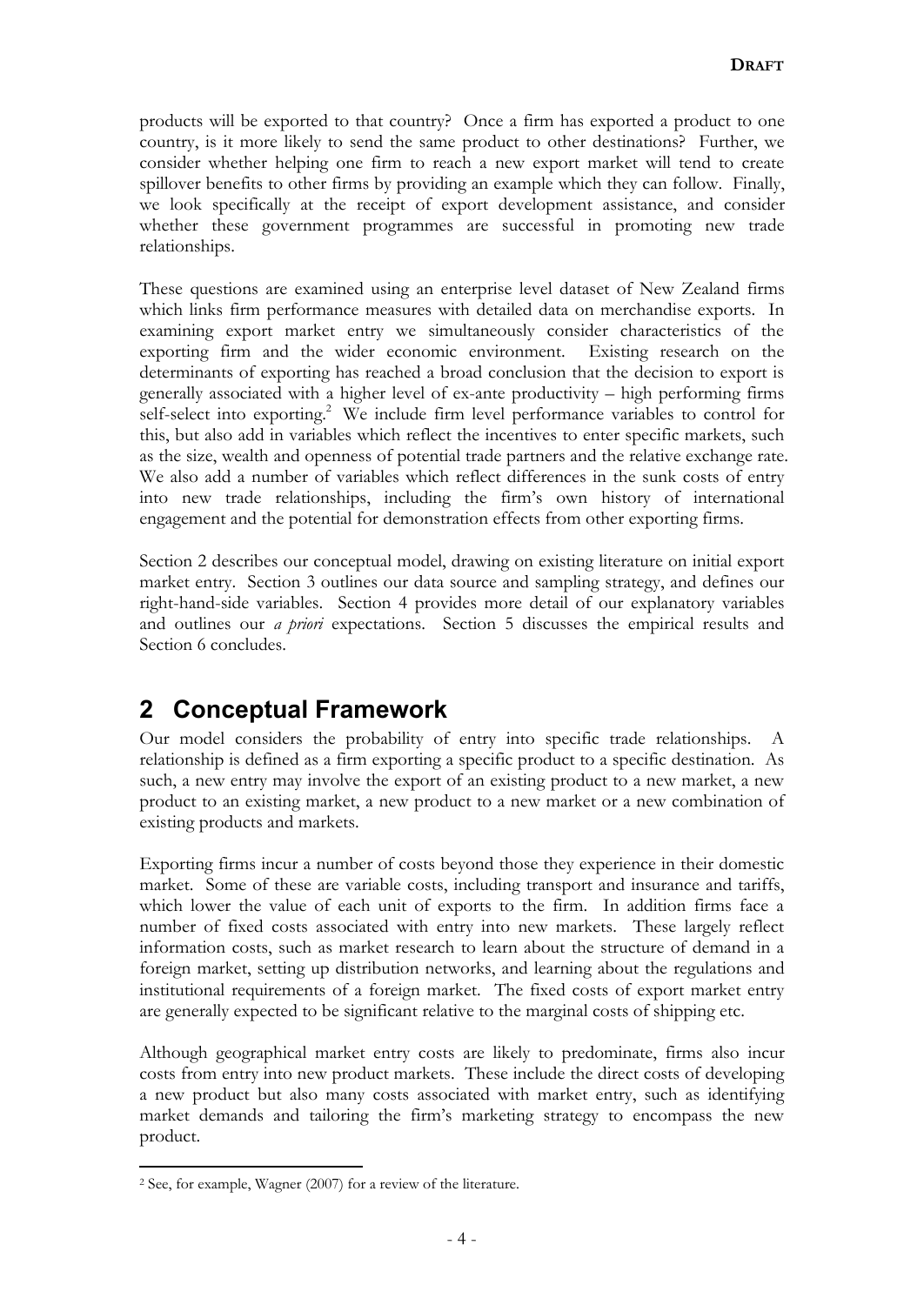products will be exported to that country? Once a firm has exported a product to one country, is it more likely to send the same product to other destinations? Further, we consider whether helping one firm to reach a new export market will tend to create spillover benefits to other firms by providing an example which they can follow. Finally, we look specifically at the receipt of export development assistance, and consider whether these government programmes are successful in promoting new trade relationships.

These questions are examined using an enterprise level dataset of New Zealand firms which links firm performance measures with detailed data on merchandise exports. In examining export market entry we simultaneously consider characteristics of the exporting firm and the wider economic environment. Existing research on the determinants of exporting has reached a broad conclusion that the decision to export is generally associated with a higher level of ex-ante productivity – high performing firms self-select into exporting.[2] We include firm level performance variables to control for this, but also add in variables which reflect the incentives to enter specific markets, such as the size, wealth and openness of potential trade partners and the relative exchange rate. We also add a number of variables which reflect differences in the sunk costs of entry into new trade relationships, including the firm's own history of international engagement and the potential for demonstration effects from other exporting firms.

Section 2 describes our conceptual model, drawing on existing literature on initial export market entry. Section 3 outlines our data source and sampling strategy, and defines our right-hand-side variables. Section 4 provides more detail of our explanatory variables and outlines our *a priori* expectations. Section 5 discusses the empirical results and Section 6 concludes.

# 2 Conceptual Framework

Our model considers the probability of entry into specific trade relationships. A relationship is defined as a firm exporting a specific product to a specific destination. As such, a new entry may involve the export of an existing product to a new market, a new product to an existing market, a new product to a new market or a new combination of existing products and markets.

Exporting firms incur a number of costs beyond those they experience in their domestic market. Some of these are variable costs, including transport and insurance and tariffs, which lower the value of each unit of exports to the firm. In addition firms face a number of fixed costs associated with entry into new markets. These largely reflect information costs, such as market research to learn about the structure of demand in a foreign market, setting up distribution networks, and learning about the regulations and institutional requirements of a foreign market. The fixed costs of export market entry are generally expected to be significant relative to the marginal costs of shipping etc.

Although geographical market entry costs are likely to predominate, firms also incur costs from entry into new product markets. These include the direct costs of developing a new product but also many costs associated with market entry, such as identifying market demands and tailoring the firm's marketing strategy to encompass the new product.

[2] See, for example, Wagner (2007) for a review of the literature.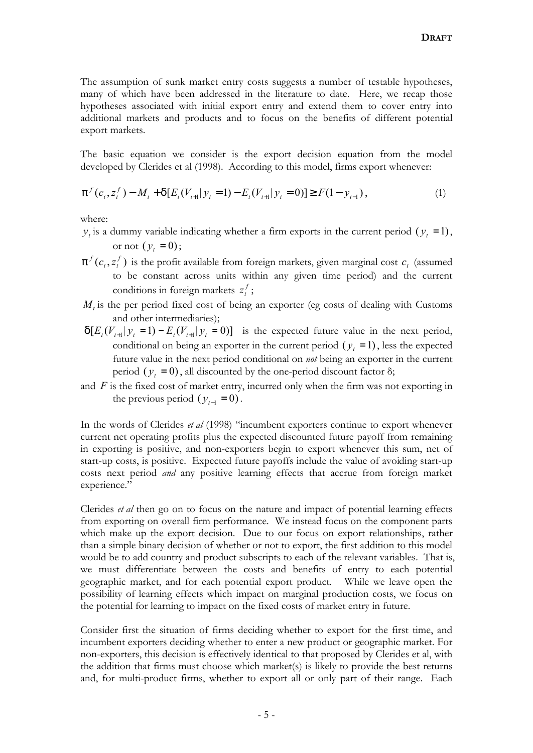The assumption of sunk market entry costs suggests a number of testable hypotheses, many of which have been addressed in the literature to date. Here, we recap those hypotheses associated with initial export entry and extend them to cover entry into additional markets and products and to focus on the benefits of different potential export markets.

The basic equation we consider is the export decision equation from the model developed by Clerides et al (1998). According to this model, firms export whenever:

$$\pi^f(c_t, z_t^f) - M_t + \delta[E_t(V_{t+1} | y_t = 1) - E_t(V_{t+1} | y_t = 0)] \geq F(1 - y_{t-1}), \tag{1}$$

where:

- $y_t$ is a dummy variable indicating whether a firm exports in the current period $(y_t = 1)$, or not $(y_t = 0)$;
- $\pi^f(c_t, z_t^f)$ is the profit available from foreign markets, given marginal cost $c_t$ (assumed to be constant across units within any given time period) and the current conditions in foreign markets $z_t^f$;
- $M_t$ is the per period fixed cost of being an exporter (eg costs of dealing with Customs and other intermediaries);
- $\delta[E_t(V_{t+1} | y_t = 1) - E_t(V_{t+1} | y_t = 0)]$ is the expected future value in the next period, conditional on being an exporter in the current period $(y_t = 1)$, less the expected future value in the next period conditional on *not* being an exporter in the current period $(y_t = 0)$, all discounted by the one-period discount factor $\delta$;
- and $F$ is the fixed cost of market entry, incurred only when the firm was not exporting in the previous period $(y_{t-1} = 0)$.

In the words of Clerides *et al* (1998) "incumbent exporters continue to export whenever current net operating profits plus the expected discounted future payoff from remaining in exporting is positive, and non-exporters begin to export whenever this sum, net of start-up costs, is positive. Expected future payoffs include the value of avoiding start-up costs next period *and* any positive learning effects that accrue from foreign market experience."

Clerides *et al* then go on to focus on the nature and impact of potential learning effects from exporting on overall firm performance. We instead focus on the component parts which make up the export decision. Due to our focus on export relationships, rather than a simple binary decision of whether or not to export, the first addition to this model would be to add country and product subscripts to each of the relevant variables. That is, we must differentiate between the costs and benefits of entry to each potential geographic market, and for each potential export product. While we leave open the possibility of learning effects which impact on marginal production costs, we focus on the potential for learning to impact on the fixed costs of market entry in future.

Consider first the situation of firms deciding whether to export for the first time, and incumbent exporters deciding whether to enter a new product or geographic market. For non-exporters, this decision is effectively identical to that proposed by Clerides et al, with the addition that firms must choose which market(s) is likely to provide the best returns and, for multi-product firms, whether to export all or only part of their range. Each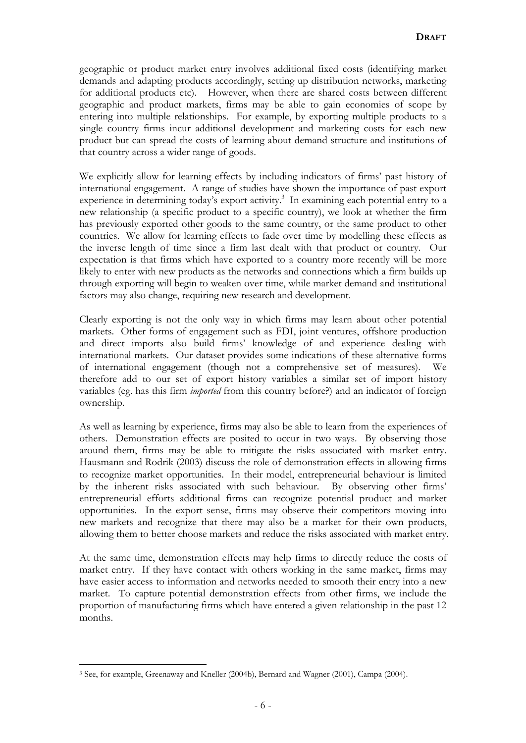geographic or product market entry involves additional fixed costs (identifying market demands and adapting products accordingly, setting up distribution networks, marketing for additional products etc). However, when there are shared costs between different geographic and product markets, firms may be able to gain economies of scope by entering into multiple relationships. For example, by exporting multiple products to a single country firms incur additional development and marketing costs for each new product but can spread the costs of learning about demand structure and institutions of that country across a wider range of goods.

We explicitly allow for learning effects by including indicators of firms' past history of international engagement. A range of studies have shown the importance of past export experience in determining today's export activity.[3] In examining each potential entry to a new relationship (a specific product to a specific country), we look at whether the firm has previously exported other goods to the same country, or the same product to other countries. We allow for learning effects to fade over time by modelling these effects as the inverse length of time since a firm last dealt with that product or country. Our expectation is that firms which have exported to a country more recently will be more likely to enter with new products as the networks and connections which a firm builds up through exporting will begin to weaken over time, while market demand and institutional factors may also change, requiring new research and development.

Clearly exporting is not the only way in which firms may learn about other potential markets. Other forms of engagement such as FDI, joint ventures, offshore production and direct imports also build firms' knowledge of and experience dealing with international markets. Our dataset provides some indications of these alternative forms of international engagement (though not a comprehensive set of measures). We therefore add to our set of export history variables a similar set of import history variables (eg. has this firm *imported* from this country before?) and an indicator of foreign ownership.

As well as learning by experience, firms may also be able to learn from the experiences of others. Demonstration effects are posited to occur in two ways. By observing those around them, firms may be able to mitigate the risks associated with market entry. Hausmann and Rodrik (2003) discuss the role of demonstration effects in allowing firms to recognize market opportunities. In their model, entrepreneurial behaviour is limited by the inherent risks associated with such behaviour. By observing other firms' entrepreneurial efforts additional firms can recognize potential product and market opportunities. In the export sense, firms may observe their competitors moving into new markets and recognize that there may also be a market for their own products, allowing them to better choose markets and reduce the risks associated with market entry.

At the same time, demonstration effects may help firms to directly reduce the costs of market entry. If they have contact with others working in the same market, firms may have easier access to information and networks needed to smooth their entry into a new market. To capture potential demonstration effects from other firms, we include the proportion of manufacturing firms which have entered a given relationship in the past 12 months.

[3] See, for example, Greenaway and Kneller (2004b), Bernard and Wagner (2001), Campa (2004).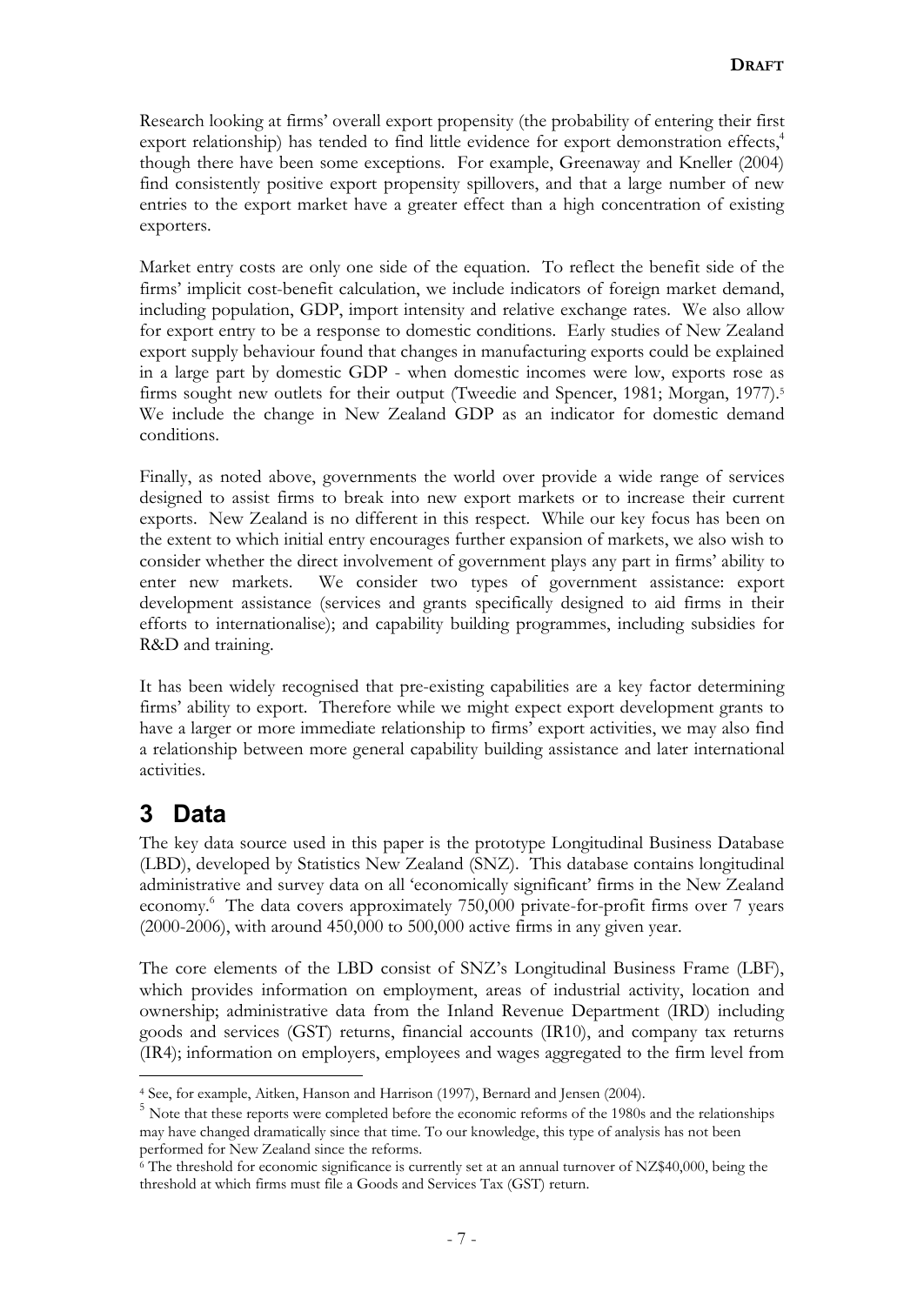Research looking at firms' overall export propensity (the probability of entering their first export relationship) has tended to find little evidence for export demonstration effects,[4] though there have been some exceptions. For example, Greenaway and Kneller (2004) find consistently positive export propensity spillovers, and that a large number of new entries to the export market have a greater effect than a high concentration of existing exporters.

Market entry costs are only one side of the equation. To reflect the benefit side of the firms' implicit cost-benefit calculation, we include indicators of foreign market demand, including population, GDP, import intensity and relative exchange rates. We also allow for export entry to be a response to domestic conditions. Early studies of New Zealand export supply behaviour found that changes in manufacturing exports could be explained in a large part by domestic GDP - when domestic incomes were low, exports rose as firms sought new outlets for their output (Tweedie and Spencer, 1981; Morgan, 1977).[5] We include the change in New Zealand GDP as an indicator for domestic demand conditions.

Finally, as noted above, governments the world over provide a wide range of services designed to assist firms to break into new export markets or to increase their current exports. New Zealand is no different in this respect. While our key focus has been on the extent to which initial entry encourages further expansion of markets, we also wish to consider whether the direct involvement of government plays any part in firms' ability to enter new markets. We consider two types of government assistance: export development assistance (services and grants specifically designed to aid firms in their efforts to internationalise); and capability building programmes, including subsidies for R&D and training.

It has been widely recognised that pre-existing capabilities are a key factor determining firms' ability to export. Therefore while we might expect export development grants to have a larger or more immediate relationship to firms' export activities, we may also find a relationship between more general capability building assistance and later international activities.

# 3 Data

The key data source used in this paper is the prototype Longitudinal Business Database (LBD), developed by Statistics New Zealand (SNZ). This database contains longitudinal administrative and survey data on all 'economically significant' firms in the New Zealand economy.[6] The data covers approximately 750,000 private-for-profit firms over 7 years (2000-2006), with around 450,000 to 500,000 active firms in any given year.

The core elements of the LBD consist of SNZ's Longitudinal Business Frame (LBF), which provides information on employment, areas of industrial activity, location and ownership; administrative data from the Inland Revenue Department (IRD) including goods and services (GST) returns, financial accounts (IR10), and company tax returns (IR4); information on employers, employees and wages aggregated to the firm level from

---

[4] See, for example, Aitken, Hanson and Harrison (1997), Bernard and Jensen (2004).

[5] Note that these reports were completed before the economic reforms of the 1980s and the relationships may have changed dramatically since that time. To our knowledge, this type of analysis has not been performed for New Zealand since the reforms.

[6] The threshold for economic significance is currently set at an annual turnover of NZ$40,000, being the threshold at which firms must file a Goods and Services Tax (GST) return.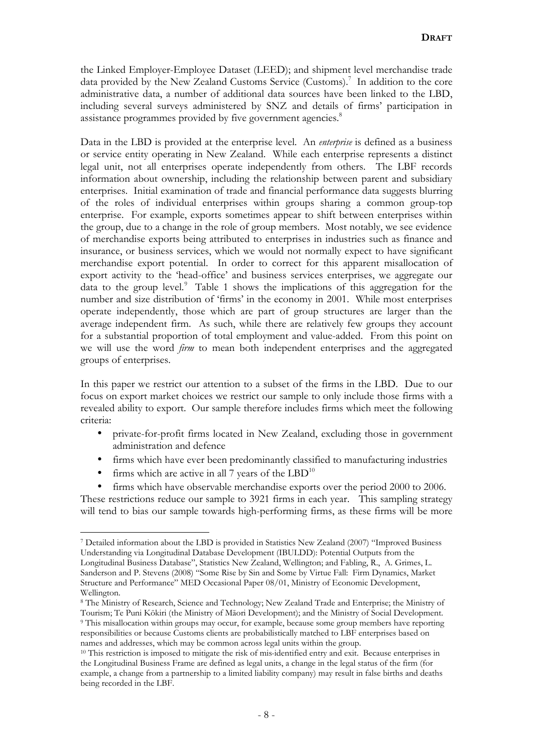the Linked Employer-Employee Dataset (LEED); and shipment level merchandise trade data provided by the New Zealand Customs Service (Customs).[7] In addition to the core administrative data, a number of additional data sources have been linked to the LBD, including several surveys administered by SNZ and details of firms' participation in assistance programmes provided by five government agencies.[8]

Data in the LBD is provided at the enterprise level. An *enterprise* is defined as a business or service entity operating in New Zealand. While each enterprise represents a distinct legal unit, not all enterprises operate independently from others. The LBF records information about ownership, including the relationship between parent and subsidiary enterprises. Initial examination of trade and financial performance data suggests blurring of the roles of individual enterprises within groups sharing a common group-top enterprise. For example, exports sometimes appear to shift between enterprises within the group, due to a change in the role of group members. Most notably, we see evidence of merchandise exports being attributed to enterprises in industries such as finance and insurance, or business services, which we would not normally expect to have significant merchandise export potential. In order to correct for this apparent misallocation of export activity to the 'head-office' and business services enterprises, we aggregate our data to the group level.[9] Table 1 shows the implications of this aggregation for the number and size distribution of 'firms' in the economy in 2001. While most enterprises operate independently, those which are part of group structures are larger than the average independent firm. As such, while there are relatively few groups they account for a substantial proportion of total employment and value-added. From this point on we will use the word *firm* to mean both independent enterprises and the aggregated groups of enterprises.

In this paper we restrict our attention to a subset of the firms in the LBD. Due to our focus on export market choices we restrict our sample to only include those firms with a revealed ability to export. Our sample therefore includes firms which meet the following criteria:

- private-for-profit firms located in New Zealand, excluding those in government administration and defence
- firms which have ever been predominantly classified to manufacturing industries
- firms which are active in all 7 years of the LBD[10]
- firms which have observable merchandise exports over the period 2000 to 2006.

These restrictions reduce our sample to 3921 firms in each year. This sampling strategy will tend to bias our sample towards high-performing firms, as these firms will be more

---

[7] Detailed information about the LBD is provided in Statistics New Zealand (2007) "Improved Business Understanding via Longitudinal Database Development (IBULDD): Potential Outputs from the Longitudinal Business Database", Statistics New Zealand, Wellington; and Fabling, R., A. Grimes, L. Sanderson and P. Stevens (2008) "Some Rise by Sin and Some by Virtue Fall: Firm Dynamics, Market Structure and Performance" MED Occasional Paper 08/01, Ministry of Economic Development, Wellington.

[8] The Ministry of Research, Science and Technology; New Zealand Trade and Enterprise; the Ministry of Tourism; Te Puni Kōkiri (the Ministry of Māori Development); and the Ministry of Social Development.

[9] This misallocation within groups may occur, for example, because some group members have reporting responsibilities or because Customs clients are probabilistically matched to LBF enterprises based on names and addresses, which may be common across legal units within the group.

[10] This restriction is imposed to mitigate the risk of mis-identified entry and exit. Because enterprises in the Longitudinal Business Frame are defined as legal units, a change in the legal status of the firm (for example, a change from a partnership to a limited liability company) may result in false births and deaths being recorded in the LBF.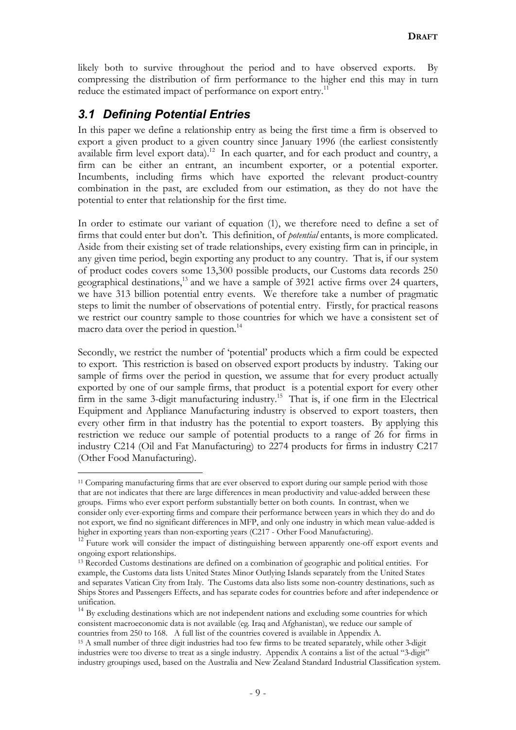likely both to survive throughout the period and to have observed exports. By compressing the distribution of firm performance to the higher end this may in turn reduce the estimated impact of performance on export entry.[11]

## *3.1 Defining Potential Entries*

In this paper we define a relationship entry as being the first time a firm is observed to export a given product to a given country since January 1996 (the earliest consistently available firm level export data).[12] In each quarter, and for each product and country, a firm can be either an entrant, an incumbent exporter, or a potential exporter. Incumbents, including firms which have exported the relevant product-country combination in the past, are excluded from our estimation, as they do not have the potential to enter that relationship for the first time.

In order to estimate our variant of equation (1), we therefore need to define a set of firms that could enter but don't. This definition, of *potential* entants, is more complicated. Aside from their existing set of trade relationships, every existing firm can in principle, in any given time period, begin exporting any product to any country. That is, if our system of product codes covers some 13,300 possible products, our Customs data records 250 geographical destinations,[13] and we have a sample of 3921 active firms over 24 quarters, we have 313 billion potential entry events. We therefore take a number of pragmatic steps to limit the number of observations of potential entry. Firstly, for practical reasons we restrict our country sample to those countries for which we have a consistent set of macro data over the period in question.[14]

Secondly, we restrict the number of 'potential' products which a firm could be expected to export. This restriction is based on observed export products by industry. Taking our sample of firms over the period in question, we assume that for every product actually exported by one of our sample firms, that product is a potential export for every other firm in the same 3-digit manufacturing industry.[15] That is, if one firm in the Electrical Equipment and Appliance Manufacturing industry is observed to export toasters, then every other firm in that industry has the potential to export toasters. By applying this restriction we reduce our sample of potential products to a range of 26 for firms in industry C214 (Oil and Fat Manufacturing) to 2274 products for firms in industry C217 (Other Food Manufacturing).

---

[11] Comparing manufacturing firms that are ever observed to export during our sample period with those that are not indicates that there are large differences in mean productivity and value-added between these groups. Firms who ever export perform substantially better on both counts. In contrast, when we consider only ever-exporting firms and compare their performance between years in which they do and do not export, we find no significant differences in MFP, and only one industry in which mean value-added is higher in exporting years than non-exporting years (C217 - Other Food Manufacturing).

[12] Future work will consider the impact of distinguishing between apparently one-off export events and ongoing export relationships.

[13] Recorded Customs destinations are defined on a combination of geographic and political entities. For example, the Customs data lists United States Minor Outlying Islands separately from the United States and separates Vatican City from Italy. The Customs data also lists some non-country destinations, such as Ships Stores and Passengers Effects, and has separate codes for countries before and after independence or unification.

[14] By excluding destinations which are not independent nations and excluding some countries for which consistent macroeconomic data is not available (eg. Iraq and Afghanistan), we reduce our sample of countries from 250 to 168. A full list of the countries covered is available in Appendix A.

[15] A small number of three digit industries had too few firms to be treated separately, while other 3-digit industries were too diverse to treat as a single industry. Appendix A contains a list of the actual "3-digit" industry groupings used, based on the Australia and New Zealand Standard Industrial Classification system.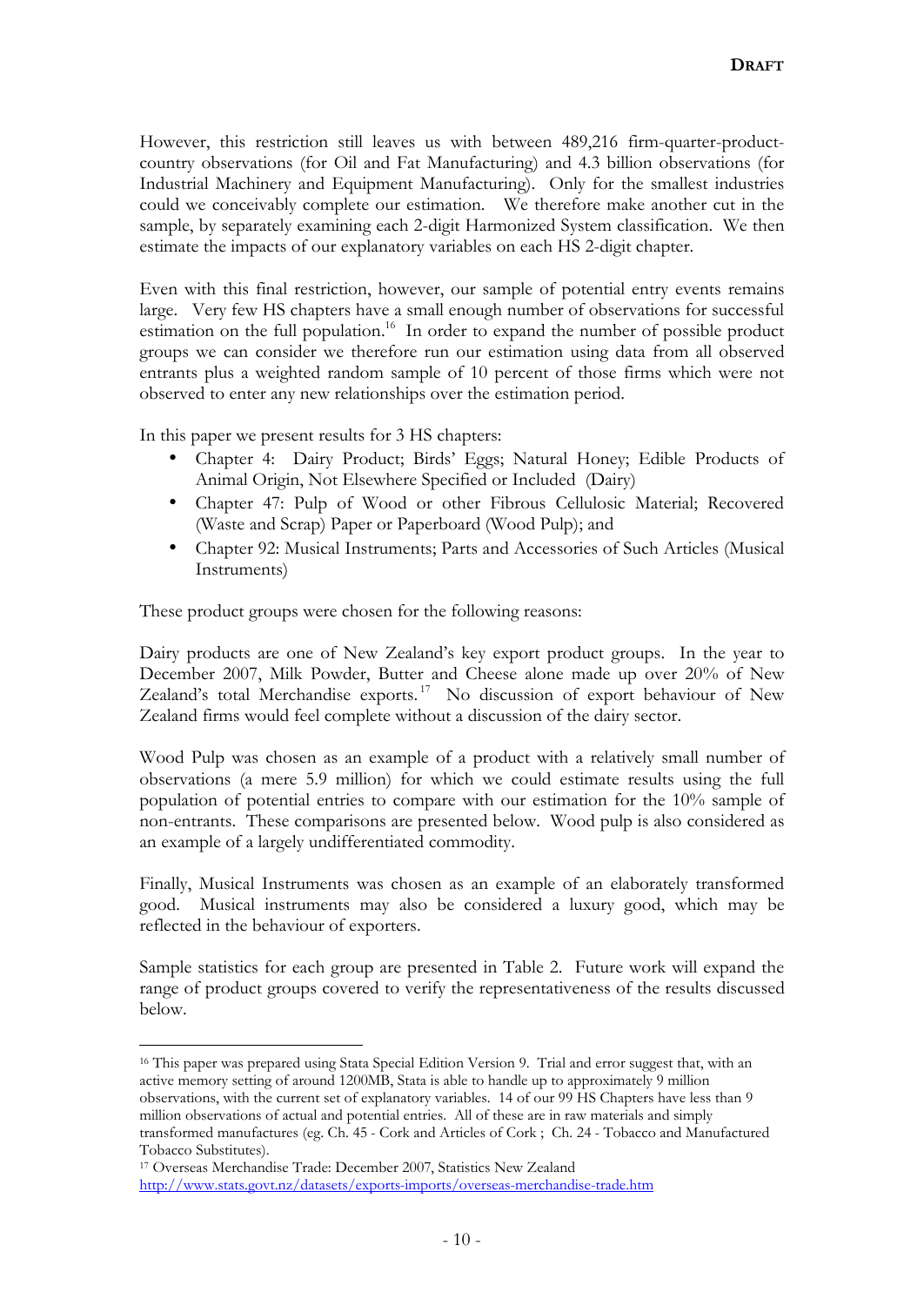However, this restriction still leaves us with between 489,216 firm-quarter-product-country observations (for Oil and Fat Manufacturing) and 4.3 billion observations (for Industrial Machinery and Equipment Manufacturing). Only for the smallest industries could we conceivably complete our estimation. We therefore make another cut in the sample, by separately examining each 2-digit Harmonized System classification. We then estimate the impacts of our explanatory variables on each HS 2-digit chapter.

Even with this final restriction, however, our sample of potential entry events remains large. Very few HS chapters have a small enough number of observations for successful estimation on the full population.[16] In order to expand the number of possible product groups we can consider we therefore run our estimation using data from all observed entrants plus a weighted random sample of 10 percent of those firms which were not observed to enter any new relationships over the estimation period.

In this paper we present results for 3 HS chapters:

- Chapter 4: Dairy Product; Birds' Eggs; Natural Honey; Edible Products of Animal Origin, Not Elsewhere Specified or Included (Dairy)
- Chapter 47: Pulp of Wood or other Fibrous Cellulosic Material; Recovered (Waste and Scrap) Paper or Paperboard (Wood Pulp); and
- Chapter 92: Musical Instruments; Parts and Accessories of Such Articles (Musical Instruments)

These product groups were chosen for the following reasons:

Dairy products are one of New Zealand's key export product groups. In the year to December 2007, Milk Powder, Butter and Cheese alone made up over 20% of New Zealand's total Merchandise exports.[17] No discussion of export behaviour of New Zealand firms would feel complete without a discussion of the dairy sector.

Wood Pulp was chosen as an example of a product with a relatively small number of observations (a mere 5.9 million) for which we could estimate results using the full population of potential entries to compare with our estimation for the 10% sample of non-entrants. These comparisons are presented below. Wood pulp is also considered as an example of a largely undifferentiated commodity.

Finally, Musical Instruments was chosen as an example of an elaborately transformed good. Musical instruments may also be considered a luxury good, which may be reflected in the behaviour of exporters.

Sample statistics for each group are presented in Table 2. Future work will expand the range of product groups covered to verify the representativeness of the results discussed below.

---

[16] This paper was prepared using Stata Special Edition Version 9. Trial and error suggest that, with an active memory setting of around 1200MB, Stata is able to handle up to approximately 9 million observations, with the current set of explanatory variables. 14 of our 99 HS Chapters have less than 9 million observations of actual and potential entries. All of these are in raw materials and simply transformed manufactures (eg. Ch. 45 - Cork and Articles of Cork ; Ch. 24 - Tobacco and Manufactured Tobacco Substitutes).

[17] Overseas Merchandise Trade: December 2007, Statistics New Zealand http://www.stats.govt.nz/datasets/exports-imports/overseas-merchandise-trade.htm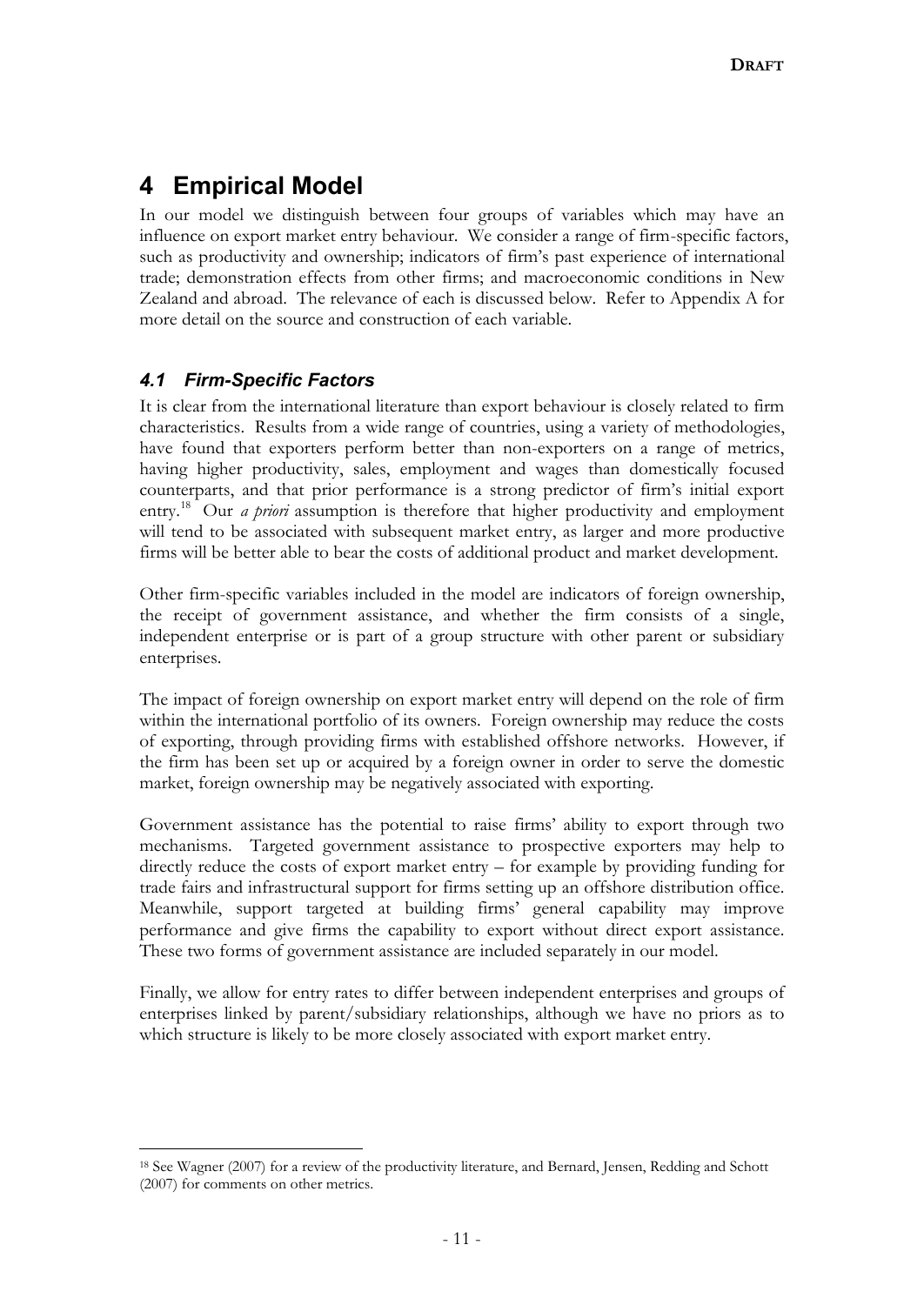# 4 Empirical Model

In our model we distinguish between four groups of variables which may have an influence on export market entry behaviour. We consider a range of firm-specific factors, such as productivity and ownership; indicators of firm's past experience of international trade; demonstration effects from other firms; and macroeconomic conditions in New Zealand and abroad. The relevance of each is discussed below. Refer to Appendix A for more detail on the source and construction of each variable.

## *4.1 Firm-Specific Factors*

It is clear from the international literature than export behaviour is closely related to firm characteristics. Results from a wide range of countries, using a variety of methodologies, have found that exporters perform better than non-exporters on a range of metrics, having higher productivity, sales, employment and wages than domestically focused counterparts, and that prior performance is a strong predictor of firm's initial export entry.[18] Our *a priori* assumption is therefore that higher productivity and employment will tend to be associated with subsequent market entry, as larger and more productive firms will be better able to bear the costs of additional product and market development.

Other firm-specific variables included in the model are indicators of foreign ownership, the receipt of government assistance, and whether the firm consists of a single, independent enterprise or is part of a group structure with other parent or subsidiary enterprises.

The impact of foreign ownership on export market entry will depend on the role of firm within the international portfolio of its owners. Foreign ownership may reduce the costs of exporting, through providing firms with established offshore networks. However, if the firm has been set up or acquired by a foreign owner in order to serve the domestic market, foreign ownership may be negatively associated with exporting.

Government assistance has the potential to raise firms' ability to export through two mechanisms. Targeted government assistance to prospective exporters may help to directly reduce the costs of export market entry – for example by providing funding for trade fairs and infrastructural support for firms setting up an offshore distribution office. Meanwhile, support targeted at building firms' general capability may improve performance and give firms the capability to export without direct export assistance. These two forms of government assistance are included separately in our model.

Finally, we allow for entry rates to differ between independent enterprises and groups of enterprises linked by parent/subsidiary relationships, although we have no priors as to which structure is likely to be more closely associated with export market entry.

---

[18] See Wagner (2007) for a review of the productivity literature, and Bernard, Jensen, Redding and Schott (2007) for comments on other metrics.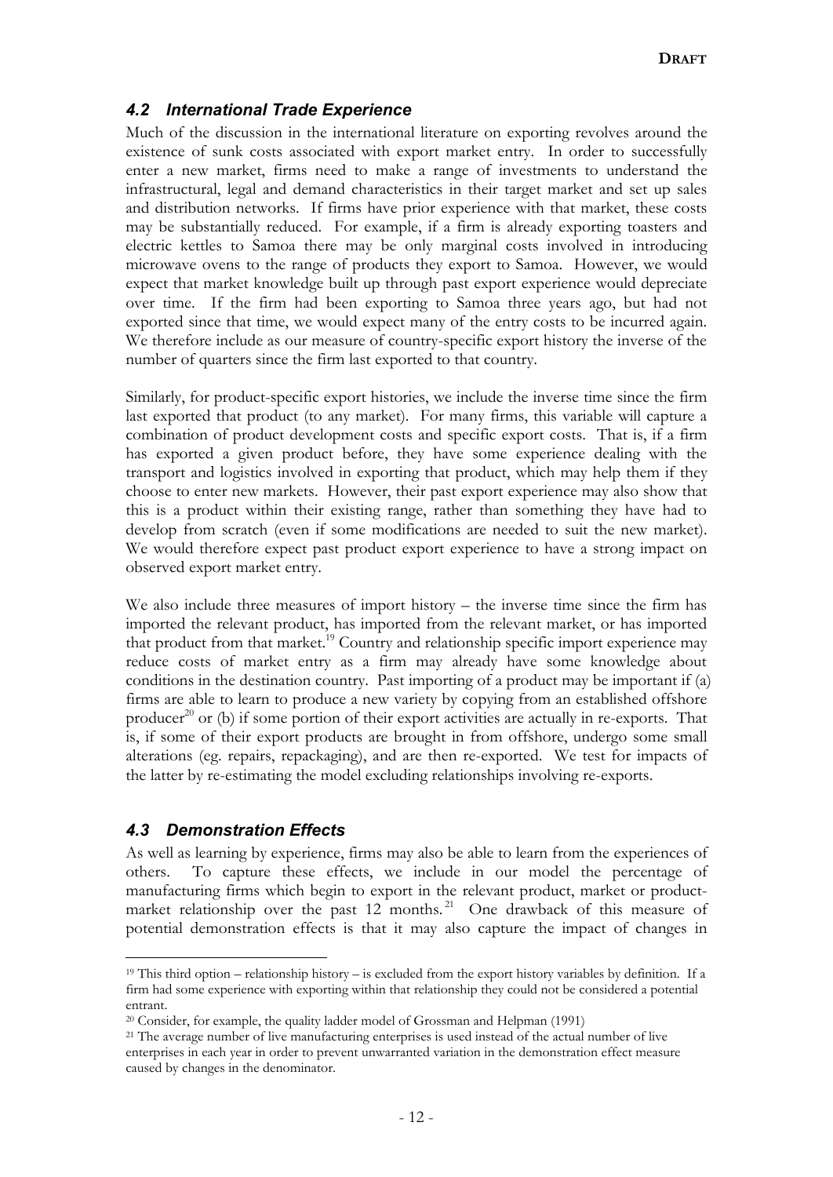### *4.2 International Trade Experience*

Much of the discussion in the international literature on exporting revolves around the existence of sunk costs associated with export market entry. In order to successfully enter a new market, firms need to make a range of investments to understand the infrastructural, legal and demand characteristics in their target market and set up sales and distribution networks. If firms have prior experience with that market, these costs may be substantially reduced. For example, if a firm is already exporting toasters and electric kettles to Samoa there may be only marginal costs involved in introducing microwave ovens to the range of products they export to Samoa. However, we would expect that market knowledge built up through past export experience would depreciate over time. If the firm had been exporting to Samoa three years ago, but had not exported since that time, we would expect many of the entry costs to be incurred again. We therefore include as our measure of country-specific export history the inverse of the number of quarters since the firm last exported to that country.

Similarly, for product-specific export histories, we include the inverse time since the firm last exported that product (to any market). For many firms, this variable will capture a combination of product development costs and specific export costs. That is, if a firm has exported a given product before, they have some experience dealing with the transport and logistics involved in exporting that product, which may help them if they choose to enter new markets. However, their past export experience may also show that this is a product within their existing range, rather than something they have had to develop from scratch (even if some modifications are needed to suit the new market). We would therefore expect past product export experience to have a strong impact on observed export market entry.

We also include three measures of import history – the inverse time since the firm has imported the relevant product, has imported from the relevant market, or has imported that product from that market.[19] Country and relationship specific import experience may reduce costs of market entry as a firm may already have some knowledge about conditions in the destination country. Past importing of a product may be important if (a) firms are able to learn to produce a new variety by copying from an established offshore producer[20] or (b) if some portion of their export activities are actually in re-exports. That is, if some of their export products are brought in from offshore, undergo some small alterations (eg. repairs, repackaging), and are then re-exported. We test for impacts of the latter by re-estimating the model excluding relationships involving re-exports.

### *4.3 Demonstration Effects*

As well as learning by experience, firms may also be able to learn from the experiences of others. To capture these effects, we include in our model the percentage of manufacturing firms which begin to export in the relevant product, market or product-market relationship over the past 12 months.[21] One drawback of this measure of potential demonstration effects is that it may also capture the impact of changes in

---

[19] This third option – relationship history – is excluded from the export history variables by definition. If a firm had some experience with exporting within that relationship they could not be considered a potential entrant.

[20] Consider, for example, the quality ladder model of Grossman and Helpman (1991)

[21] The average number of live manufacturing enterprises is used instead of the actual number of live enterprises in each year in order to prevent unwarranted variation in the demonstration effect measure caused by changes in the denominator.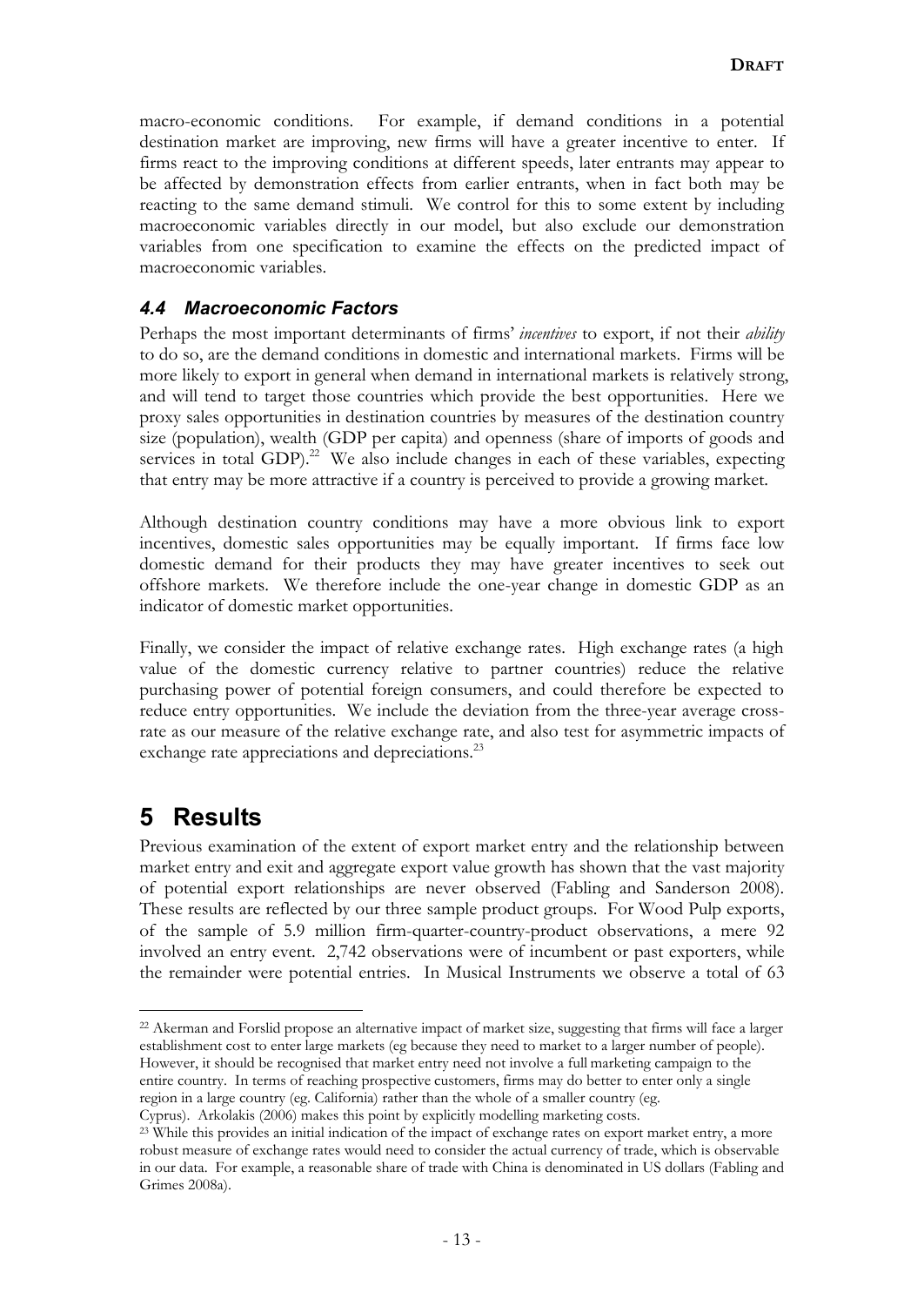macro-economic conditions. For example, if demand conditions in a potential destination market are improving, new firms will have a greater incentive to enter. If firms react to the improving conditions at different speeds, later entrants may appear to be affected by demonstration effects from earlier entrants, when in fact both may be reacting to the same demand stimuli. We control for this to some extent by including macroeconomic variables directly in our model, but also exclude our demonstration variables from one specification to examine the effects on the predicted impact of macroeconomic variables.

### *4.4 Macroeconomic Factors*

Perhaps the most important determinants of firms' *incentives* to export, if not their *ability* to do so, are the demand conditions in domestic and international markets. Firms will be more likely to export in general when demand in international markets is relatively strong, and will tend to target those countries which provide the best opportunities. Here we proxy sales opportunities in destination countries by measures of the destination country size (population), wealth (GDP per capita) and openness (share of imports of goods and services in total GDP).[22] We also include changes in each of these variables, expecting that entry may be more attractive if a country is perceived to provide a growing market.

Although destination country conditions may have a more obvious link to export incentives, domestic sales opportunities may be equally important. If firms face low domestic demand for their products they may have greater incentives to seek out offshore markets. We therefore include the one-year change in domestic GDP as an indicator of domestic market opportunities.

Finally, we consider the impact of relative exchange rates. High exchange rates (a high value of the domestic currency relative to partner countries) reduce the relative purchasing power of potential foreign consumers, and could therefore be expected to reduce entry opportunities. We include the deviation from the three-year average cross-rate as our measure of the relative exchange rate, and also test for asymmetric impacts of exchange rate appreciations and depreciations.[23]

## 5 Results

Previous examination of the extent of export market entry and the relationship between market entry and exit and aggregate export value growth has shown that the vast majority of potential export relationships are never observed (Fabling and Sanderson 2008). These results are reflected by our three sample product groups. For Wood Pulp exports, of the sample of 5.9 million firm-quarter-country-product observations, a mere 92 involved an entry event. 2,742 observations were of incumbent or past exporters, while the remainder were potential entries. In Musical Instruments we observe a total of 63

---

[22] Akerman and Forslid propose an alternative impact of market size, suggesting that firms will face a larger establishment cost to enter large markets (eg because they need to market to a larger number of people). However, it should be recognised that market entry need not involve a full marketing campaign to the entire country. In terms of reaching prospective customers, firms may do better to enter only a single region in a large country (eg. California) rather than the whole of a smaller country (eg. Cyprus). Arkolakis (2006) makes this point by explicitly modelling marketing costs.

[23] While this provides an initial indication of the impact of exchange rates on export market entry, a more robust measure of exchange rates would need to consider the actual currency of trade, which is observable in our data. For example, a reasonable share of trade with China is denominated in US dollars (Fabling and Grimes 2008a).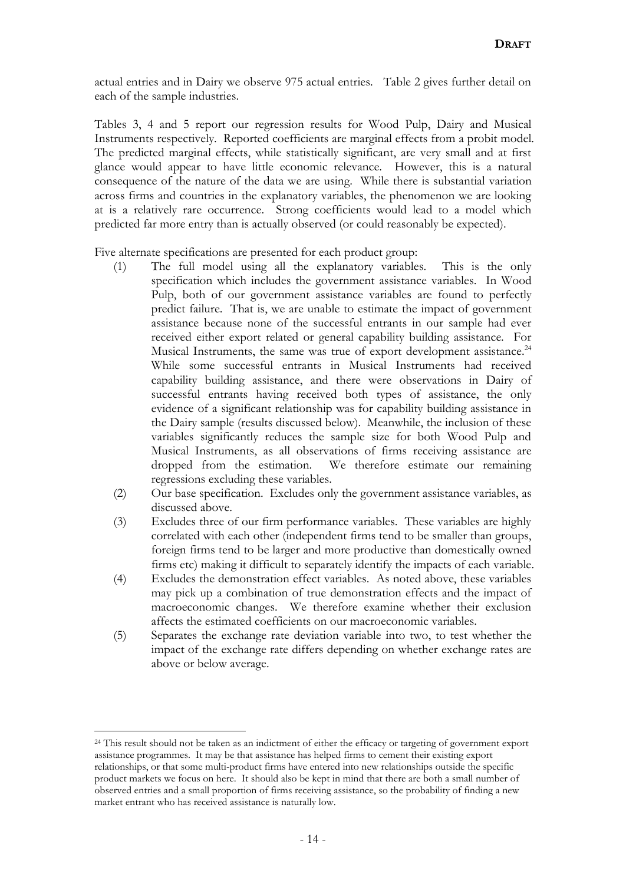actual entries and in Dairy we observe 975 actual entries. Table 2 gives further detail on each of the sample industries.

Tables 3, 4 and 5 report our regression results for Wood Pulp, Dairy and Musical Instruments respectively. Reported coefficients are marginal effects from a probit model. The predicted marginal effects, while statistically significant, are very small and at first glance would appear to have little economic relevance. However, this is a natural consequence of the nature of the data we are using. While there is substantial variation across firms and countries in the explanatory variables, the phenomenon we are looking at is a relatively rare occurrence. Strong coefficients would lead to a model which predicted far more entry than is actually observed (or could reasonably be expected).

Five alternate specifications are presented for each product group:

(1) The full model using all the explanatory variables. This is the only specification which includes the government assistance variables. In Wood Pulp, both of our government assistance variables are found to perfectly predict failure. That is, we are unable to estimate the impact of government assistance because none of the successful entrants in our sample had ever received either export related or general capability building assistance. For Musical Instruments, the same was true of export development assistance.[24] While some successful entrants in Musical Instruments had received capability building assistance, and there were observations in Dairy of successful entrants having received both types of assistance, the only evidence of a significant relationship was for capability building assistance in the Dairy sample (results discussed below). Meanwhile, the inclusion of these variables significantly reduces the sample size for both Wood Pulp and Musical Instruments, as all observations of firms receiving assistance are dropped from the estimation. We therefore estimate our remaining regressions excluding these variables.

(2) Our base specification. Excludes only the government assistance variables, as discussed above.

(3) Excludes three of our firm performance variables. These variables are highly correlated with each other (independent firms tend to be smaller than groups, foreign firms tend to be larger and more productive than domestically owned firms etc) making it difficult to separately identify the impacts of each variable.

(4) Excludes the demonstration effect variables. As noted above, these variables may pick up a combination of true demonstration effects and the impact of macroeconomic changes. We therefore examine whether their exclusion affects the estimated coefficients on our macroeconomic variables.

(5) Separates the exchange rate deviation variable into two, to test whether the impact of the exchange rate differs depending on whether exchange rates are above or below average.

---

[24] This result should not be taken as an indictment of either the efficacy or targeting of government export assistance programmes. It may be that assistance has helped firms to cement their existing export relationships, or that some multi-product firms have entered into new relationships outside the specific product markets we focus on here. It should also be kept in mind that there are both a small number of observed entries and a small proportion of firms receiving assistance, so the probability of finding a new market entrant who has received assistance is naturally low.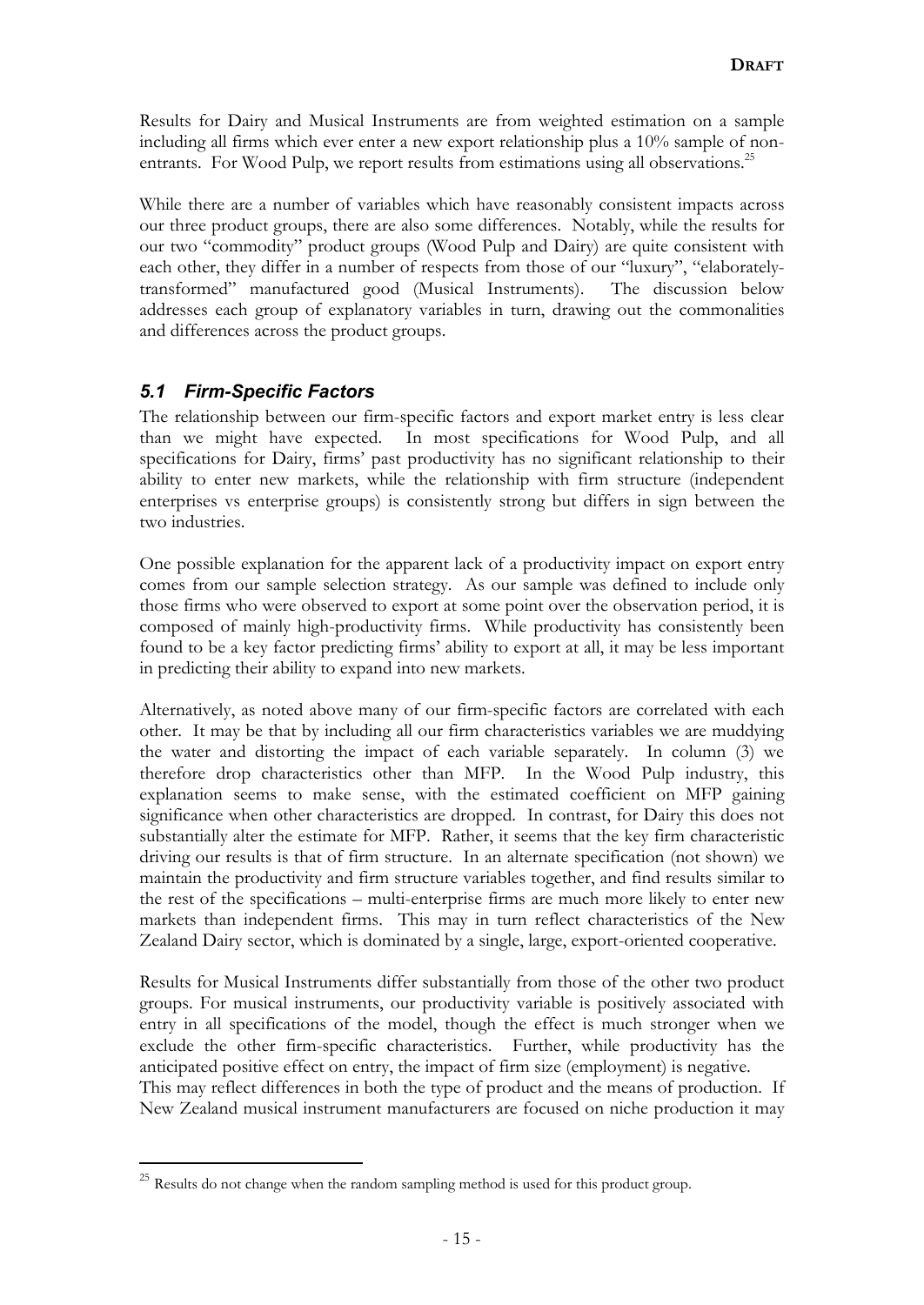Results for Dairy and Musical Instruments are from weighted estimation on a sample including all firms which ever enter a new export relationship plus a 10% sample of non-entrants. For Wood Pulp, we report results from estimations using all observations.[25]

While there are a number of variables which have reasonably consistent impacts across our three product groups, there are also some differences. Notably, while the results for our two "commodity" product groups (Wood Pulp and Dairy) are quite consistent with each other, they differ in a number of respects from those of our "luxury", "elaborately-transformed" manufactured good (Musical Instruments). The discussion below addresses each group of explanatory variables in turn, drawing out the commonalities and differences across the product groups.

### *5.1 Firm-Specific Factors*

The relationship between our firm-specific factors and export market entry is less clear than we might have expected. In most specifications for Wood Pulp, and all specifications for Dairy, firms' past productivity has no significant relationship to their ability to enter new markets, while the relationship with firm structure (independent enterprises vs enterprise groups) is consistently strong but differs in sign between the two industries.

One possible explanation for the apparent lack of a productivity impact on export entry comes from our sample selection strategy. As our sample was defined to include only those firms who were observed to export at some point over the observation period, it is composed of mainly high-productivity firms. While productivity has consistently been found to be a key factor predicting firms' ability to export at all, it may be less important in predicting their ability to expand into new markets.

Alternatively, as noted above many of our firm-specific factors are correlated with each other. It may be that by including all our firm characteristics variables we are muddying the water and distorting the impact of each variable separately. In column (3) we therefore drop characteristics other than MFP. In the Wood Pulp industry, this explanation seems to make sense, with the estimated coefficient on MFP gaining significance when other characteristics are dropped. In contrast, for Dairy this does not substantially alter the estimate for MFP. Rather, it seems that the key firm characteristic driving our results is that of firm structure. In an alternate specification (not shown) we maintain the productivity and firm structure variables together, and find results similar to the rest of the specifications – multi-enterprise firms are much more likely to enter new markets than independent firms. This may in turn reflect characteristics of the New Zealand Dairy sector, which is dominated by a single, large, export-oriented cooperative.

Results for Musical Instruments differ substantially from those of the other two product groups. For musical instruments, our productivity variable is positively associated with entry in all specifications of the model, though the effect is much stronger when we exclude the other firm-specific characteristics. Further, while productivity has the anticipated positive effect on entry, the impact of firm size (employment) is negative. This may reflect differences in both the type of product and the means of production. If New Zealand musical instrument manufacturers are focused on niche production it may

[25] Results do not change when the random sampling method is used for this product group.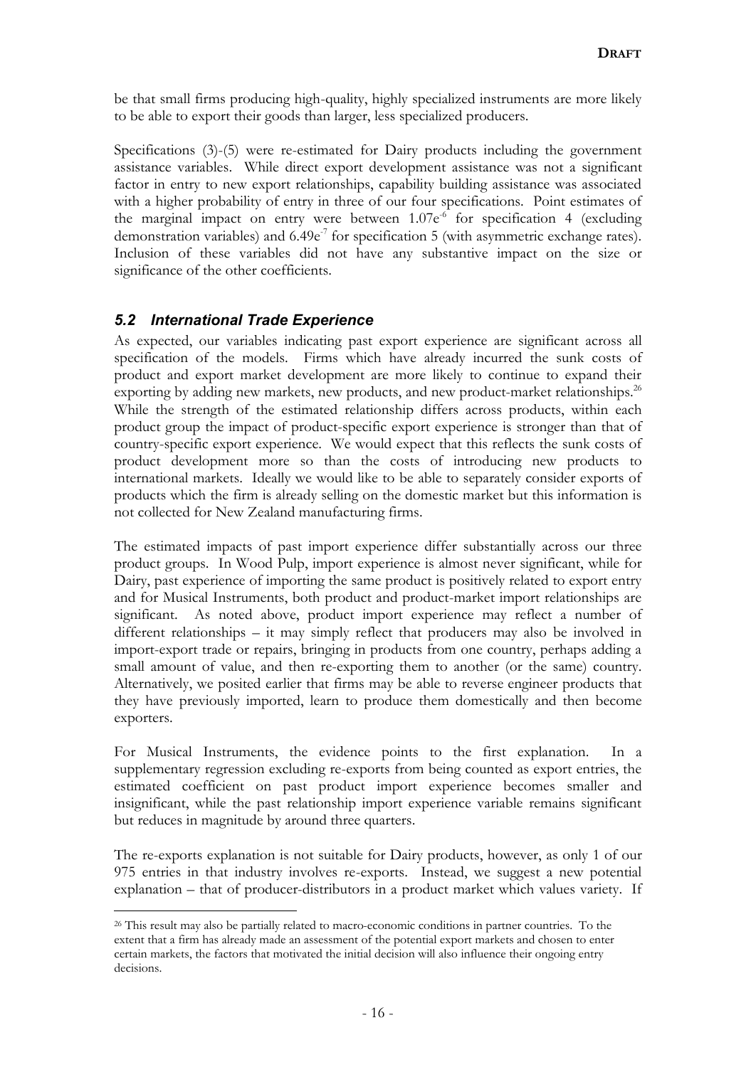be that small firms producing high-quality, highly specialized instruments are more likely to be able to export their goods than larger, less specialized producers.

Specifications (3)-(5) were re-estimated for Dairy products including the government assistance variables. While direct export development assistance was not a significant factor in entry to new export relationships, capability building assistance was associated with a higher probability of entry in three of our four specifications. Point estimates of the marginal impact on entry were between $1.07e^{-6}$ for specification 4 (excluding demonstration variables) and $6.49e^{-7}$ for specification 5 (with asymmetric exchange rates). Inclusion of these variables did not have any substantive impact on the size or significance of the other coefficients.

## *5.2 International Trade Experience*

As expected, our variables indicating past export experience are significant across all specification of the models. Firms which have already incurred the sunk costs of product and export market development are more likely to continue to expand their exporting by adding new markets, new products, and new product-market relationships.[26] While the strength of the estimated relationship differs across products, within each product group the impact of product-specific export experience is stronger than that of country-specific export experience. We would expect that this reflects the sunk costs of product development more so than the costs of introducing new products to international markets. Ideally we would like to be able to separately consider exports of products which the firm is already selling on the domestic market but this information is not collected for New Zealand manufacturing firms.

The estimated impacts of past import experience differ substantially across our three product groups. In Wood Pulp, import experience is almost never significant, while for Dairy, past experience of importing the same product is positively related to export entry and for Musical Instruments, both product and product-market import relationships are significant. As noted above, product import experience may reflect a number of different relationships – it may simply reflect that producers may also be involved in import-export trade or repairs, bringing in products from one country, perhaps adding a small amount of value, and then re-exporting them to another (or the same) country. Alternatively, we posited earlier that firms may be able to reverse engineer products that they have previously imported, learn to produce them domestically and then become exporters.

For Musical Instruments, the evidence points to the first explanation. In a supplementary regression excluding re-exports from being counted as export entries, the estimated coefficient on past product import experience becomes smaller and insignificant, while the past relationship import experience variable remains significant but reduces in magnitude by around three quarters.

The re-exports explanation is not suitable for Dairy products, however, as only 1 of our 975 entries in that industry involves re-exports. Instead, we suggest a new potential explanation – that of producer-distributors in a product market which values variety. If

[26] This result may also be partially related to macro-economic conditions in partner countries. To the extent that a firm has already made an assessment of the potential export markets and chosen to enter certain markets, the factors that motivated the initial decision will also influence their ongoing entry decisions.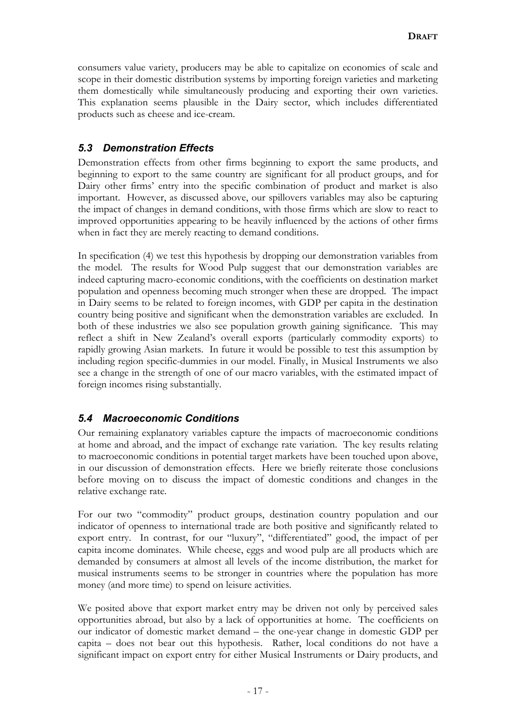consumers value variety, producers may be able to capitalize on economies of scale and scope in their domestic distribution systems by importing foreign varieties and marketing them domestically while simultaneously producing and exporting their own varieties. This explanation seems plausible in the Dairy sector, which includes differentiated products such as cheese and ice-cream.

### *5.3 Demonstration Effects*

Demonstration effects from other firms beginning to export the same products, and beginning to export to the same country are significant for all product groups, and for Dairy other firms' entry into the specific combination of product and market is also important. However, as discussed above, our spillovers variables may also be capturing the impact of changes in demand conditions, with those firms which are slow to react to improved opportunities appearing to be heavily influenced by the actions of other firms when in fact they are merely reacting to demand conditions.

In specification (4) we test this hypothesis by dropping our demonstration variables from the model. The results for Wood Pulp suggest that our demonstration variables are indeed capturing macro-economic conditions, with the coefficients on destination market population and openness becoming much stronger when these are dropped. The impact in Dairy seems to be related to foreign incomes, with GDP per capita in the destination country being positive and significant when the demonstration variables are excluded. In both of these industries we also see population growth gaining significance. This may reflect a shift in New Zealand's overall exports (particularly commodity exports) to rapidly growing Asian markets. In future it would be possible to test this assumption by including region specific-dummies in our model. Finally, in Musical Instruments we also see a change in the strength of one of our macro variables, with the estimated impact of foreign incomes rising substantially.

### *5.4 Macroeconomic Conditions*

Our remaining explanatory variables capture the impacts of macroeconomic conditions at home and abroad, and the impact of exchange rate variation. The key results relating to macroeconomic conditions in potential target markets have been touched upon above, in our discussion of demonstration effects. Here we briefly reiterate those conclusions before moving on to discuss the impact of domestic conditions and changes in the relative exchange rate.

For our two "commodity" product groups, destination country population and our indicator of openness to international trade are both positive and significantly related to export entry. In contrast, for our "luxury", "differentiated" good, the impact of per capita income dominates. While cheese, eggs and wood pulp are all products which are demanded by consumers at almost all levels of the income distribution, the market for musical instruments seems to be stronger in countries where the population has more money (and more time) to spend on leisure activities.

We posited above that export market entry may be driven not only by perceived sales opportunities abroad, but also by a lack of opportunities at home. The coefficients on our indicator of domestic market demand – the one-year change in domestic GDP per capita – does not bear out this hypothesis. Rather, local conditions do not have a significant impact on export entry for either Musical Instruments or Dairy products, and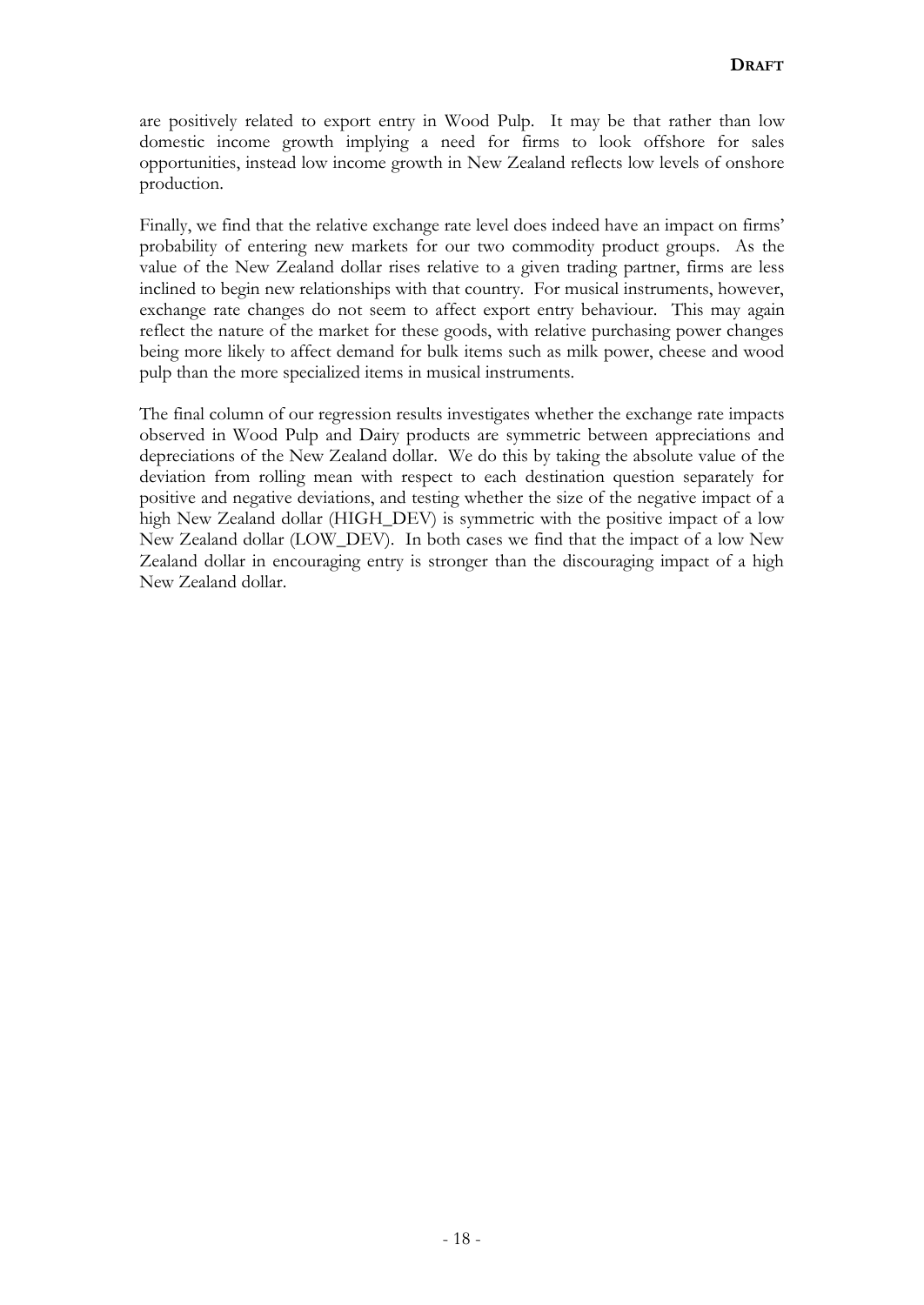are positively related to export entry in Wood Pulp. It may be that rather than low domestic income growth implying a need for firms to look offshore for sales opportunities, instead low income growth in New Zealand reflects low levels of onshore production.

Finally, we find that the relative exchange rate level does indeed have an impact on firms' probability of entering new markets for our two commodity product groups. As the value of the New Zealand dollar rises relative to a given trading partner, firms are less inclined to begin new relationships with that country. For musical instruments, however, exchange rate changes do not seem to affect export entry behaviour. This may again reflect the nature of the market for these goods, with relative purchasing power changes being more likely to affect demand for bulk items such as milk power, cheese and wood pulp than the more specialized items in musical instruments.

The final column of our regression results investigates whether the exchange rate impacts observed in Wood Pulp and Dairy products are symmetric between appreciations and depreciations of the New Zealand dollar. We do this by taking the absolute value of the deviation from rolling mean with respect to each destination question separately for positive and negative deviations, and testing whether the size of the negative impact of a high New Zealand dollar (HIGH_DEV) is symmetric with the positive impact of a low New Zealand dollar (LOW_DEV). In both cases we find that the impact of a low New Zealand dollar in encouraging entry is stronger than the discouraging impact of a high New Zealand dollar.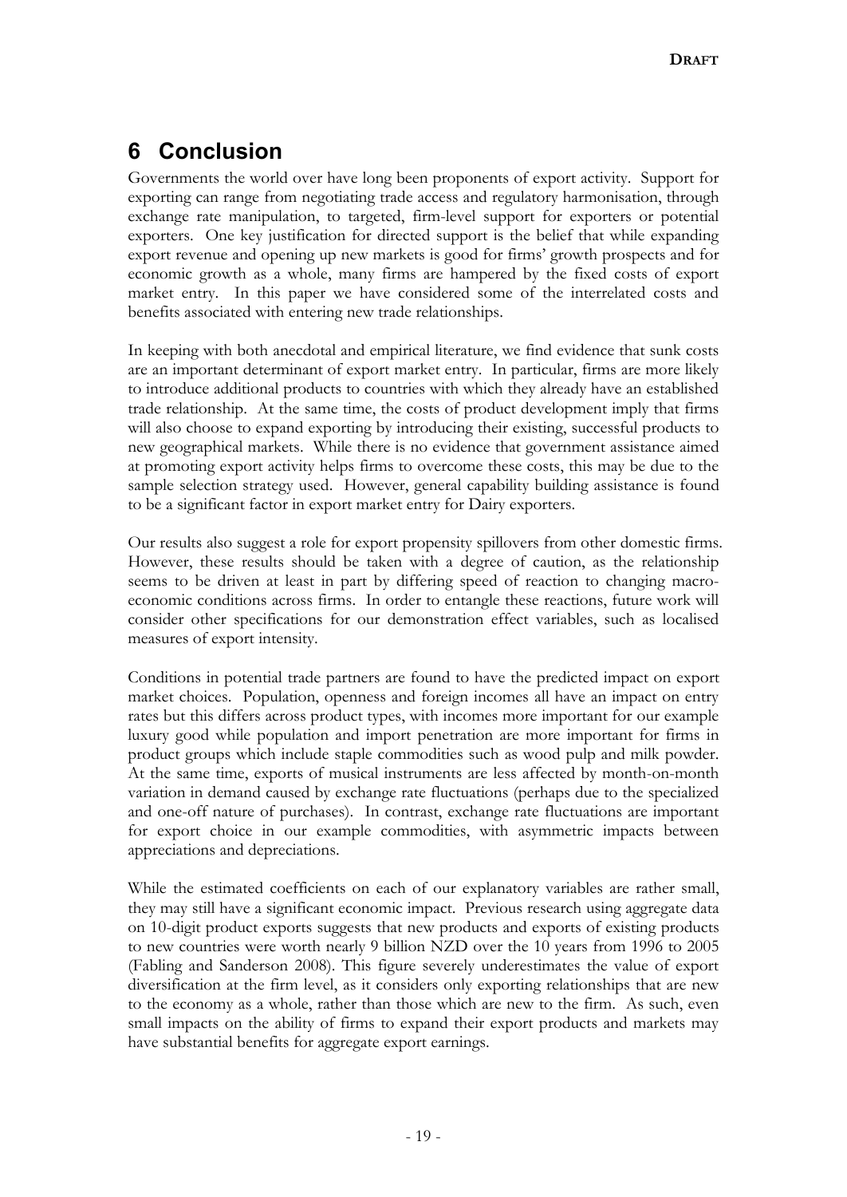# 6 Conclusion

Governments the world over have long been proponents of export activity. Support for exporting can range from negotiating trade access and regulatory harmonisation, through exchange rate manipulation, to targeted, firm-level support for exporters or potential exporters. One key justification for directed support is the belief that while expanding export revenue and opening up new markets is good for firms' growth prospects and for economic growth as a whole, many firms are hampered by the fixed costs of export market entry. In this paper we have considered some of the interrelated costs and benefits associated with entering new trade relationships.

In keeping with both anecdotal and empirical literature, we find evidence that sunk costs are an important determinant of export market entry. In particular, firms are more likely to introduce additional products to countries with which they already have an established trade relationship. At the same time, the costs of product development imply that firms will also choose to expand exporting by introducing their existing, successful products to new geographical markets. While there is no evidence that government assistance aimed at promoting export activity helps firms to overcome these costs, this may be due to the sample selection strategy used. However, general capability building assistance is found to be a significant factor in export market entry for Dairy exporters.

Our results also suggest a role for export propensity spillovers from other domestic firms. However, these results should be taken with a degree of caution, as the relationship seems to be driven at least in part by differing speed of reaction to changing macro-economic conditions across firms. In order to entangle these reactions, future work will consider other specifications for our demonstration effect variables, such as localised measures of export intensity.

Conditions in potential trade partners are found to have the predicted impact on export market choices. Population, openness and foreign incomes all have an impact on entry rates but this differs across product types, with incomes more important for our example luxury good while population and import penetration are more important for firms in product groups which include staple commodities such as wood pulp and milk powder. At the same time, exports of musical instruments are less affected by month-on-month variation in demand caused by exchange rate fluctuations (perhaps due to the specialized and one-off nature of purchases). In contrast, exchange rate fluctuations are important for export choice in our example commodities, with asymmetric impacts between appreciations and depreciations.

While the estimated coefficients on each of our explanatory variables are rather small, they may still have a significant economic impact. Previous research using aggregate data on 10-digit product exports suggests that new products and exports of existing products to new countries were worth nearly 9 billion NZD over the 10 years from 1996 to 2005 (Fabling and Sanderson 2008). This figure severely underestimates the value of export diversification at the firm level, as it considers only exporting relationships that are new to the economy as a whole, rather than those which are new to the firm. As such, even small impacts on the ability of firms to expand their export products and markets may have substantial benefits for aggregate export earnings.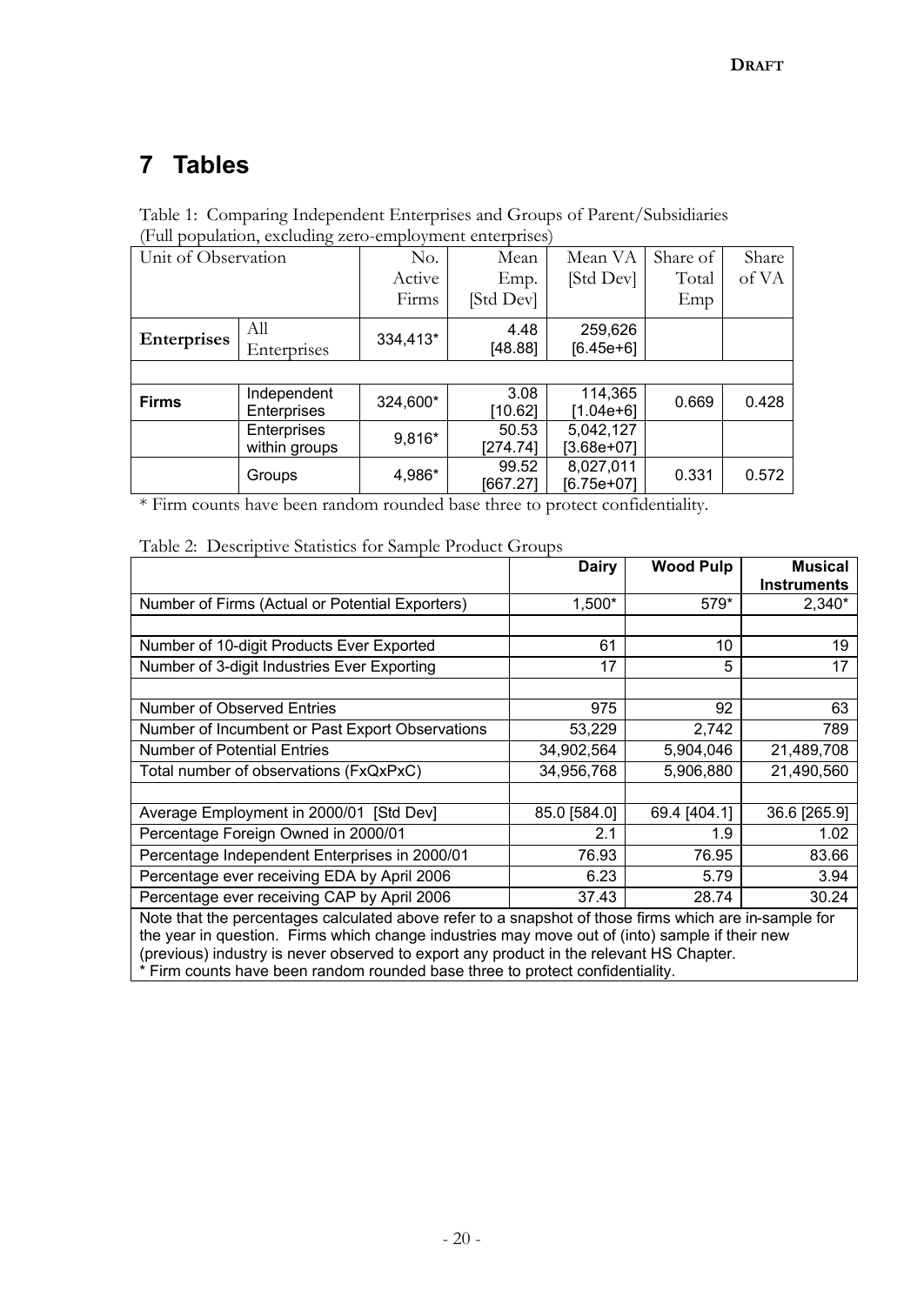# 7 Tables

Table 1: Comparing Independent Enterprises and Groups of Parent/Subsidiaries (Full population, excluding zero-employment enterprises)

| Unit of Observation | | No. Active Firms | Mean Emp. [Std Dev] | Mean VA [Std Dev] | Share of Total Emp | Share of VA |
|---|---|---|---|---|---|---|
| **Enterprises** | All Enterprises | 334,413* | 4.48 [48.88] | 259,626 [6.45e+6] | | |
| | | | | | | |
| **Firms** | Independent Enterprises | 324,600* | 3.08 [10.62] | 114,365 [1.04e+6] | 0.669 | 0.428 |
| | Enterprises within groups | 9,816* | 50.53 [274.74] | 5,042,127 [3.68e+07] | | |
| | Groups | 4,986* | 99.52 [667.27] | 8,027,011 [6.75e+07] | 0.331 | 0.572 |

\* Firm counts have been random rounded base three to protect confidentiality.

Table 2: Descriptive Statistics for Sample Product Groups

| | **Dairy** | **Wood Pulp** | **Musical Instruments** |
|---|---|---|---|
| Number of Firms (Actual or Potential Exporters) | 1,500* | 579* | 2,340* |
| | | | |
| Number of 10-digit Products Ever Exported | 61 | 10 | 19 |
| Number of 3-digit Industries Ever Exporting | 17 | 5 | 17 |
| | | | |
| Number of Observed Entries | 975 | 92 | 63 |
| Number of Incumbent or Past Export Observations | 53,229 | 2,742 | 789 |
| Number of Potential Entries | 34,902,564 | 5,904,046 | 21,489,708 |
| Total number of observations (FxQxPxC) | 34,956,768 | 5,906,880 | 21,490,560 |
| | | | |
| Average Employment in 2000/01 [Std Dev] | 85.0 [584.0] | 69.4 [404.1] | 36.6 [265.9] |
| Percentage Foreign Owned in 2000/01 | 2.1 | 1.9 | 1.02 |
| Percentage Independent Enterprises in 2000/01 | 76.93 | 76.95 | 83.66 |
| Percentage ever receiving EDA by April 2006 | 6.23 | 5.79 | 3.94 |
| Percentage ever receiving CAP by April 2006 | 37.43 | 28.74 | 30.24 |

Note that the percentages calculated above refer to a snapshot of those firms which are in-sample for the year in question. Firms which change industries may move out of (into) sample if their new (previous) industry is never observed to export any product in the relevant HS Chapter.
\* Firm counts have been random rounded base three to protect confidentiality.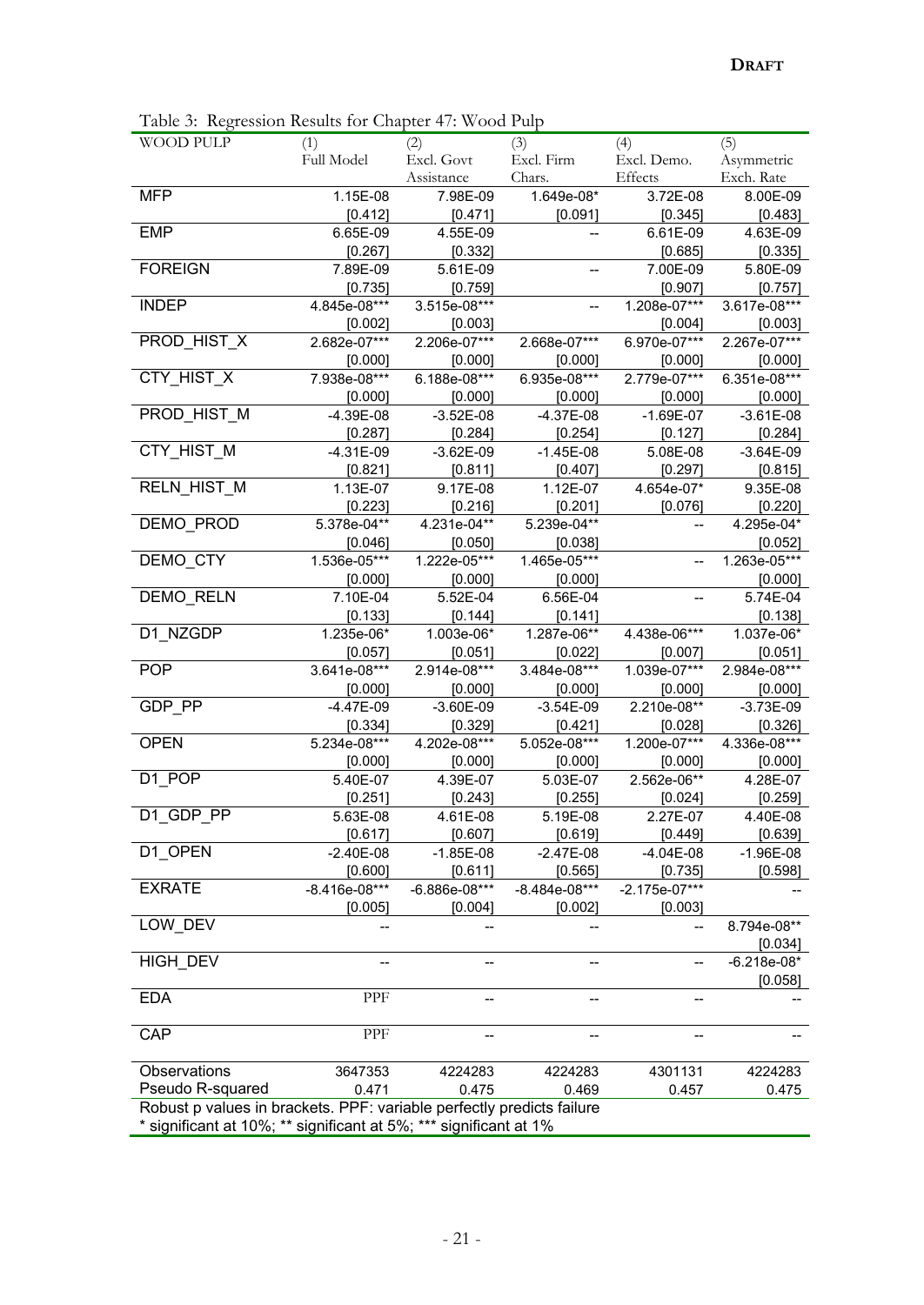Table 3: Regression Results for Chapter 47: Wood Pulp

| WOOD PULP | (1) Full Model | (2) Excl. Govt Assistance | (3) Excl. Firm Chars. | (4) Excl. Demo. Effects | (5) Asymmetric Exch. Rate |
|---|---|---|---|---|---|
| MFP | 1.15E-08 | 7.98E-09 | 1.649e-08* | 3.72E-08 | 8.00E-09 |
| | [0.412] | [0.471] | [0.091] | [0.345] | [0.483] |
| EMP | 6.65E-09 | 4.55E-09 | -- | 6.61E-09 | 4.63E-09 |
| | [0.267] | [0.332] | | [0.685] | [0.335] |
| FOREIGN | 7.89E-09 | 5.61E-09 | -- | 7.00E-09 | 5.80E-09 |
| | [0.735] | [0.759] | | [0.907] | [0.757] |
| INDEP | 4.845e-08*** | 3.515e-08*** | -- | 1.208e-07*** | 3.617e-08*** |
| | [0.002] | [0.003] | | [0.004] | [0.003] |
| PROD_HIST_X | 2.682e-07*** | 2.206e-07*** | 2.668e-07*** | 6.970e-07*** | 2.267e-07*** |
| | [0.000] | [0.000] | [0.000] | [0.000] | [0.000] |
| CTY_HIST_X | 7.938e-08*** | 6.188e-08*** | 6.935e-08*** | 2.779e-07*** | 6.351e-08*** |
| | [0.000] | [0.000] | [0.000] | [0.000] | [0.000] |
| PROD_HIST_M | -4.39E-08 | -3.52E-08 | -4.37E-08 | -1.69E-07 | -3.61E-08 |
| | [0.287] | [0.284] | [0.254] | [0.127] | [0.284] |
| CTY_HIST_M | -4.31E-09 | -3.62E-09 | -1.45E-08 | 5.08E-08 | -3.64E-09 |
| | [0.821] | [0.811] | [0.407] | [0.297] | [0.815] |
| RELN_HIST_M | 1.13E-07 | 9.17E-08 | 1.12E-07 | 4.654e-07* | 9.35E-08 |
| | [0.223] | [0.216] | [0.201] | [0.076] | [0.220] |
| DEMO_PROD | 5.378e-04** | 4.231e-04** | 5.239e-04** | -- | 4.295e-04* |
| | [0.046] | [0.050] | [0.038] | | [0.052] |
| DEMO_CTY | 1.536e-05*** | 1.222e-05*** | 1.465e-05*** | -- | 1.263e-05*** |
| | [0.000] | [0.000] | [0.000] | | [0.000] |
| DEMO_RELN | 7.10E-04 | 5.52E-04 | 6.56E-04 | -- | 5.74E-04 |
| | [0.133] | [0.144] | [0.141] | | [0.138] |
| D1_NZGDP | 1.235e-06* | 1.003e-06* | 1.287e-06** | 4.438e-06*** | 1.037e-06* |
| | [0.057] | [0.051] | [0.022] | [0.007] | [0.051] |
| POP | 3.641e-08*** | 2.914e-08*** | 3.484e-08*** | 1.039e-07*** | 2.984e-08*** |
| | [0.000] | [0.000] | [0.000] | [0.000] | [0.000] |
| GDP_PP | -4.47E-09 | -3.60E-09 | -3.54E-09 | 2.210e-08** | -3.73E-09 |
| | [0.334] | [0.329] | [0.421] | [0.028] | [0.326] |
| OPEN | 5.234e-08*** | 4.202e-08*** | 5.052e-08*** | 1.200e-07*** | 4.336e-08*** |
| | [0.000] | [0.000] | [0.000] | [0.000] | [0.000] |
| D1_POP | 5.40E-07 | 4.39E-07 | 5.03E-07 | 2.562e-06** | 4.28E-07 |
| | [0.251] | [0.243] | [0.255] | [0.024] | [0.259] |
| D1_GDP_PP | 5.63E-08 | 4.61E-08 | 5.19E-08 | 2.27E-07 | 4.40E-08 |
| | [0.617] | [0.607] | [0.619] | [0.449] | [0.639] |
| D1_OPEN | -2.40E-08 | -1.85E-08 | -2.47E-08 | -4.04E-08 | -1.96E-08 |
| | [0.600] | [0.611] | [0.565] | [0.735] | [0.598] |
| EXRATE | -8.416e-08*** | -6.886e-08*** | -8.484e-08*** | -2.175e-07*** | -- |
| | [0.005] | [0.004] | [0.002] | [0.003] | |
| LOW_DEV | -- | -- | -- | -- | 8.794e-08** |
| | | | | | [0.034] |
| HIGH_DEV | -- | -- | -- | -- | -6.218e-08* |
| | | | | | [0.058] |
| EDA | PPF | -- | -- | -- | -- |
| CAP | PPF | -- | -- | -- | -- |
| Observations | 3647353 | 4224283 | 4224283 | 4301131 | 4224283 |
| Pseudo R-squared | 0.471 | 0.475 | 0.469 | 0.457 | 0.475 |

Robust p values in brackets. PPF: variable perfectly predicts failure
* significant at 10%; ** significant at 5%; *** significant at 1%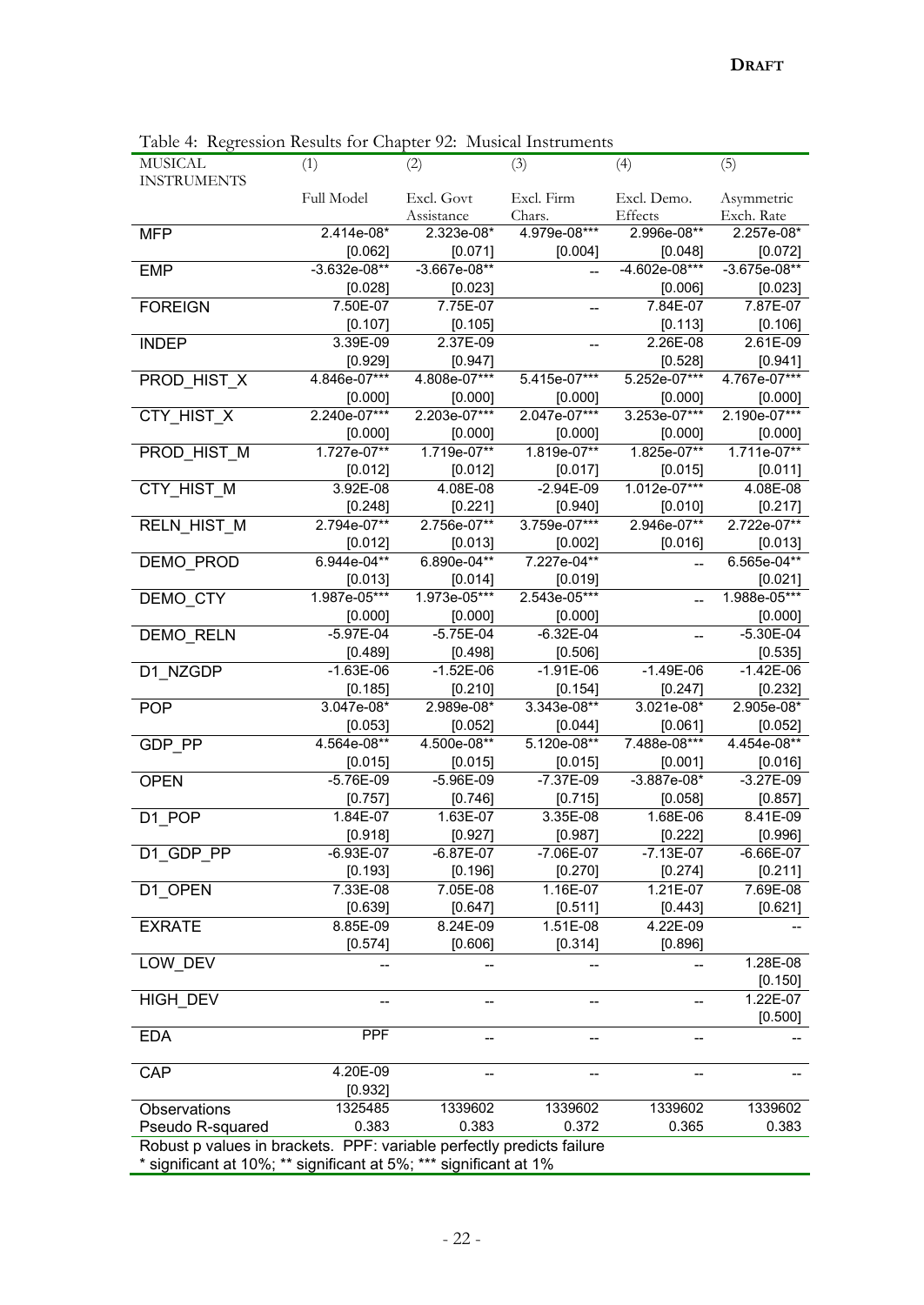Table 4: Regression Results for Chapter 92: Musical Instruments

| MUSICAL INSTRUMENTS | (1) | (2) | (3) | (4) | (5) |
|---|---|---|---|---|---|
| | Full Model | Excl. Govt Assistance | Excl. Firm Chars. | Excl. Demo. Effects | Asymmetric Exch. Rate |
| MFP | 2.414e-08* | 2.323e-08* | 4.979e-08*** | 2.996e-08** | 2.257e-08* |
| | [0.062] | [0.071] | [0.004] | [0.048] | [0.072] |
| EMP | -3.632e-08** | -3.667e-08** | -- | -4.602e-08*** | -3.675e-08** |
| | [0.028] | [0.023] | | [0.006] | [0.023] |
| FOREIGN | 7.50E-07 | 7.75E-07 | -- | 7.84E-07 | 7.87E-07 |
| | [0.107] | [0.105] | | [0.113] | [0.106] |
| INDEP | 3.39E-09 | 2.37E-09 | -- | 2.26E-08 | 2.61E-09 |
| | [0.929] | [0.947] | | [0.528] | [0.941] |
| PROD_HIST_X | 4.846e-07*** | 4.808e-07*** | 5.415e-07*** | 5.252e-07*** | 4.767e-07*** |
| | [0.000] | [0.000] | [0.000] | [0.000] | [0.000] |
| CTY_HIST_X | 2.240e-07*** | 2.203e-07*** | 2.047e-07*** | 3.253e-07*** | 2.190e-07*** |
| | [0.000] | [0.000] | [0.000] | [0.000] | [0.000] |
| PROD_HIST_M | 1.727e-07** | 1.719e-07** | 1.819e-07** | 1.825e-07** | 1.711e-07** |
| | [0.012] | [0.012] | [0.017] | [0.015] | [0.011] |
| CTY_HIST_M | 3.92E-08 | 4.08E-08 | -2.94E-09 | 1.012e-07*** | 4.08E-08 |
| | [0.248] | [0.221] | [0.940] | [0.010] | [0.217] |
| RELN_HIST_M | 2.794e-07** | 2.756e-07** | 3.759e-07*** | 2.946e-07** | 2.722e-07** |
| | [0.012] | [0.013] | [0.002] | [0.016] | [0.013] |
| DEMO_PROD | 6.944e-04** | 6.890e-04** | 7.227e-04** | -- | 6.565e-04** |
| | [0.013] | [0.014] | [0.019] | | [0.021] |
| DEMO_CTY | 1.987e-05*** | 1.973e-05*** | 2.543e-05*** | -- | 1.988e-05*** |
| | [0.000] | [0.000] | [0.000] | | [0.000] |
| DEMO_RELN | -5.97E-04 | -5.75E-04 | -6.32E-04 | -- | -5.30E-04 |
| | [0.489] | [0.498] | [0.506] | | [0.535] |
| D1_NZGDP | -1.63E-06 | -1.52E-06 | -1.91E-06 | -1.49E-06 | -1.42E-06 |
| | [0.185] | [0.210] | [0.154] | [0.247] | [0.232] |
| POP | 3.047e-08* | 2.989e-08* | 3.343e-08** | 3.021e-08* | 2.905e-08* |
| | [0.053] | [0.052] | [0.044] | [0.061] | [0.052] |
| GDP_PP | 4.564e-08** | 4.500e-08** | 5.120e-08** | 7.488e-08*** | 4.454e-08** |
| | [0.015] | [0.015] | [0.015] | [0.001] | [0.016] |
| OPEN | -5.76E-09 | -5.96E-09 | -7.37E-09 | -3.887e-08* | -3.27E-09 |
| | [0.757] | [0.746] | [0.715] | [0.058] | [0.857] |
| D1_POP | 1.84E-07 | 1.63E-07 | 3.35E-08 | 1.68E-06 | 8.41E-09 |
| | [0.918] | [0.927] | [0.987] | [0.222] | [0.996] |
| D1_GDP_PP | -6.93E-07 | -6.87E-07 | -7.06E-07 | -7.13E-07 | -6.66E-07 |
| | [0.193] | [0.196] | [0.270] | [0.274] | [0.211] |
| D1_OPEN | 7.33E-08 | 7.05E-08 | 1.16E-07 | 1.21E-07 | 7.69E-08 |
| | [0.639] | [0.647] | [0.511] | [0.443] | [0.621] |
| EXRATE | 8.85E-09 | 8.24E-09 | 1.51E-08 | 4.22E-09 | -- |
| | [0.574] | [0.606] | [0.314] | [0.896] | |
| LOW_DEV | -- | -- | -- | -- | 1.28E-08 |
| | | | | | [0.150] |
| HIGH_DEV | -- | -- | -- | -- | 1.22E-07 |
| | | | | | [0.500] |
| EDA | PPF | -- | -- | -- | -- |
| CAP | 4.20E-09 | -- | -- | -- | -- |
| | [0.932] | | | | |
| Observations | 1325485 | 1339602 | 1339602 | 1339602 | 1339602 |
| Pseudo R-squared | 0.383 | 0.383 | 0.372 | 0.365 | 0.383 |

Robust p values in brackets. PPF: variable perfectly predicts failure
* significant at 10%; ** significant at 5%; *** significant at 1%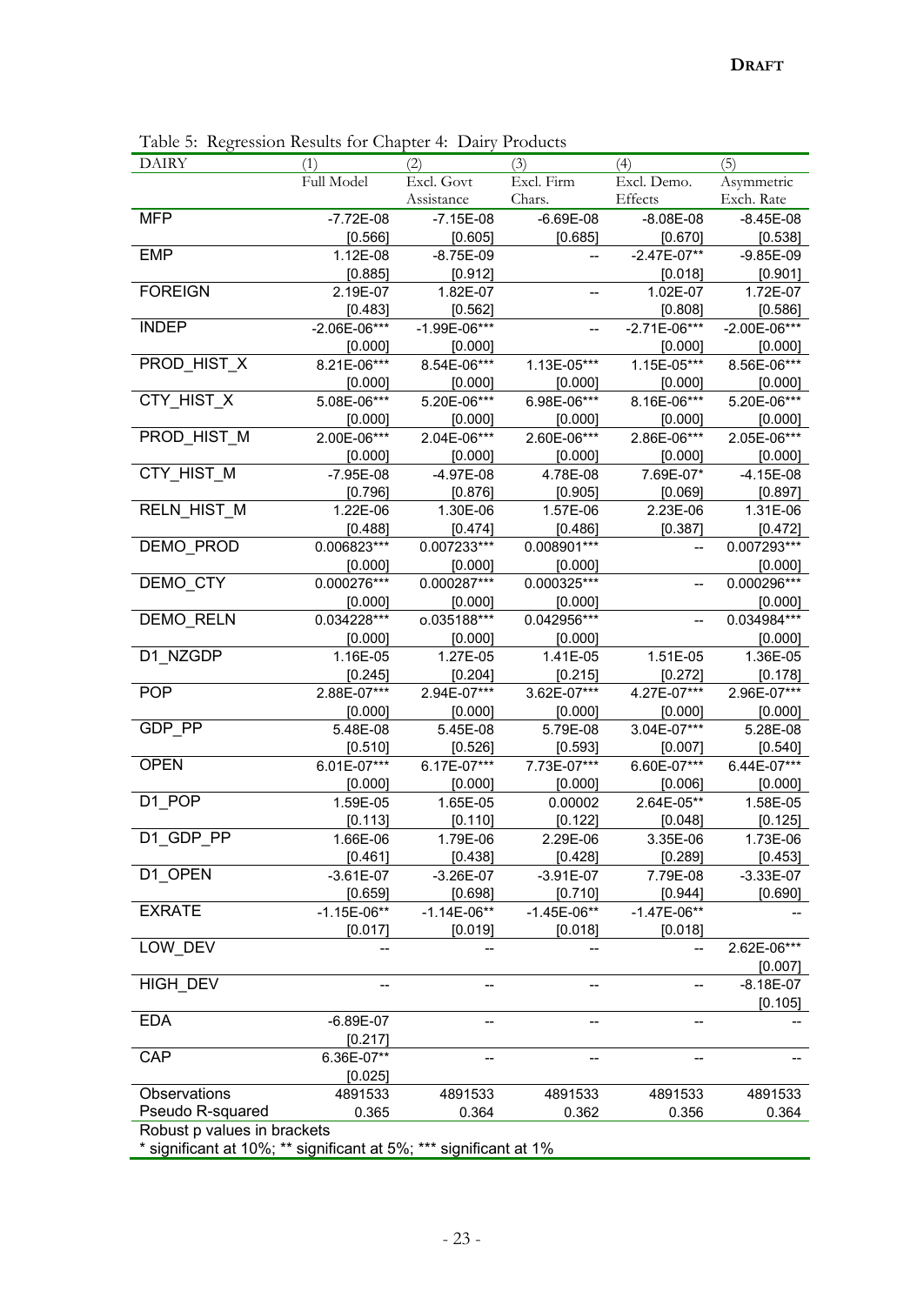Table 5: Regression Results for Chapter 4: Dairy Products

| DAIRY | (1) | (2) | (3) | (4) | (5) |
|---|---|---|---|---|---|
| | Full Model | Excl. Govt Assistance | Excl. Firm Chars. | Excl. Demo. Effects | Asymmetric Exch. Rate |
| MFP | -7.72E-08 | -7.15E-08 | -6.69E-08 | -8.08E-08 | -8.45E-08 |
| | [0.566] | [0.605] | [0.685] | [0.670] | [0.538] |
| EMP | 1.12E-08 | -8.75E-09 | -- | -2.47E-07** | -9.85E-09 |
| | [0.885] | [0.912] | | [0.018] | [0.901] |
| FOREIGN | 2.19E-07 | 1.82E-07 | -- | 1.02E-07 | 1.72E-07 |
| | [0.483] | [0.562] | | [0.808] | [0.586] |
| INDEP | -2.06E-06*** | -1.99E-06*** | -- | -2.71E-06*** | -2.00E-06*** |
| | [0.000] | [0.000] | | [0.000] | [0.000] |
| PROD_HIST_X | 8.21E-06*** | 8.54E-06*** | 1.13E-05*** | 1.15E-05*** | 8.56E-06*** |
| | [0.000] | [0.000] | [0.000] | [0.000] | [0.000] |
| CTY_HIST_X | 5.08E-06*** | 5.20E-06*** | 6.98E-06*** | 8.16E-06*** | 5.20E-06*** |
| | [0.000] | [0.000] | [0.000] | [0.000] | [0.000] |
| PROD_HIST_M | 2.00E-06*** | 2.04E-06*** | 2.60E-06*** | 2.86E-06*** | 2.05E-06*** |
| | [0.000] | [0.000] | [0.000] | [0.000] | [0.000] |
| CTY_HIST_M | -7.95E-08 | -4.97E-08 | 4.78E-08 | 7.69E-07* | -4.15E-08 |
| | [0.796] | [0.876] | [0.905] | [0.069] | [0.897] |
| RELN_HIST_M | 1.22E-06 | 1.30E-06 | 1.57E-06 | 2.23E-06 | 1.31E-06 |
| | [0.488] | [0.474] | [0.486] | [0.387] | [0.472] |
| DEMO_PROD | 0.006823*** | 0.007233*** | 0.008901*** | -- | 0.007293*** |
| | [0.000] | [0.000] | [0.000] | | [0.000] |
| DEMO_CTY | 0.000276*** | 0.000287*** | 0.000325*** | -- | 0.000296*** |
| | [0.000] | [0.000] | [0.000] | | [0.000] |
| DEMO_RELN | 0.034228*** | o.035188*** | 0.042956*** | -- | 0.034984*** |
| | [0.000] | [0.000] | [0.000] | | [0.000] |
| D1_NZGDP | 1.16E-05 | 1.27E-05 | 1.41E-05 | 1.51E-05 | 1.36E-05 |
| | [0.245] | [0.204] | [0.215] | [0.272] | [0.178] |
| POP | 2.88E-07*** | 2.94E-07*** | 3.62E-07*** | 4.27E-07*** | 2.96E-07*** |
| | [0.000] | [0.000] | [0.000] | [0.000] | [0.000] |
| GDP_PP | 5.48E-08 | 5.45E-08 | 5.79E-08 | 3.04E-07*** | 5.28E-08 |
| | [0.510] | [0.526] | [0.593] | [0.007] | [0.540] |
| OPEN | 6.01E-07*** | 6.17E-07*** | 7.73E-07*** | 6.60E-07*** | 6.44E-07*** |
| | [0.000] | [0.000] | [0.000] | [0.006] | [0.000] |
| D1_POP | 1.59E-05 | 1.65E-05 | 0.00002 | 2.64E-05** | 1.58E-05 |
| | [0.113] | [0.110] | [0.122] | [0.048] | [0.125] |
| D1_GDP_PP | 1.66E-06 | 1.79E-06 | 2.29E-06 | 3.35E-06 | 1.73E-06 |
| | [0.461] | [0.438] | [0.428] | [0.289] | [0.453] |
| D1_OPEN | -3.61E-07 | -3.26E-07 | -3.91E-07 | 7.79E-08 | -3.33E-07 |
| | [0.659] | [0.698] | [0.710] | [0.944] | [0.690] |
| EXRATE | -1.15E-06** | -1.14E-06** | -1.45E-06** | -1.47E-06** | -- |
| | [0.017] | [0.019] | [0.018] | [0.018] | |
| LOW_DEV | -- | -- | -- | -- | 2.62E-06*** |
| | | | | | [0.007] |
| HIGH_DEV | -- | -- | -- | -- | -8.18E-07 |
| | | | | | [0.105] |
| EDA | -6.89E-07 | -- | -- | -- | -- |
| | [0.217] | | | | |
| CAP | 6.36E-07** | -- | -- | -- | -- |
| | [0.025] | | | | |
| Observations | 4891533 | 4891533 | 4891533 | 4891533 | 4891533 |
| Pseudo R-squared | 0.365 | 0.364 | 0.362 | 0.356 | 0.364 |

Robust p values in brackets

* significant at 10%; ** significant at 5%; *** significant at 1%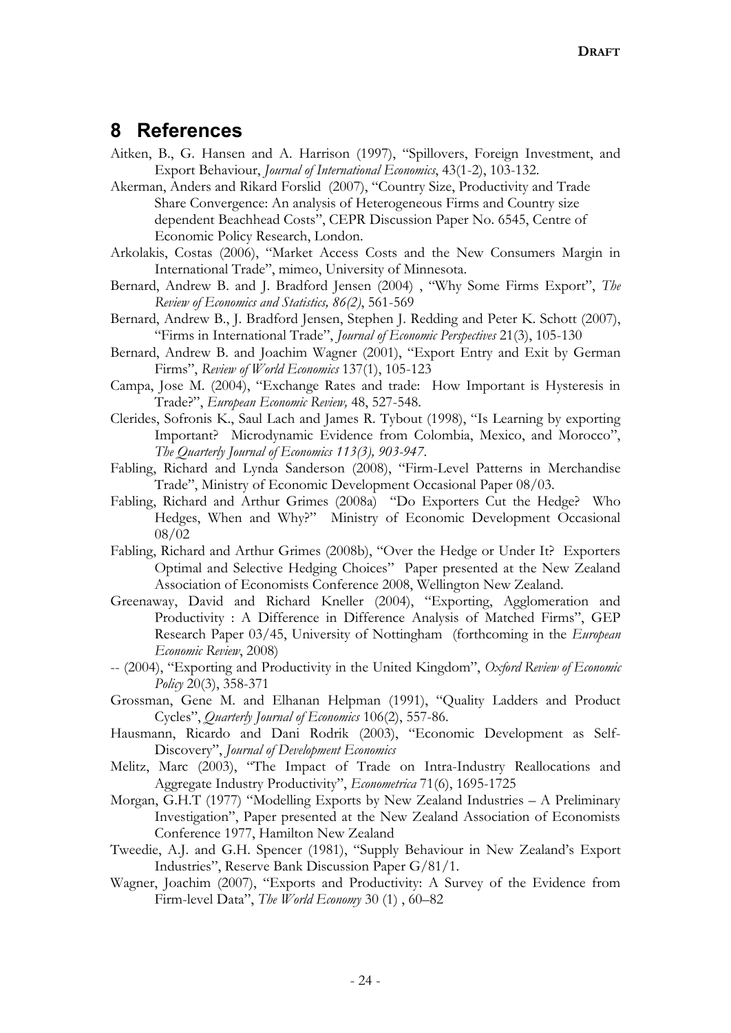## 8 References

Aitken, B., G. Hansen and A. Harrison (1997), "Spillovers, Foreign Investment, and Export Behaviour, *Journal of International Economics*, 43(1-2), 103-132.

Akerman, Anders and Rikard Forslid (2007), "Country Size, Productivity and Trade Share Convergence: An analysis of Heterogeneous Firms and Country size dependent Beachhead Costs", CEPR Discussion Paper No. 6545, Centre of Economic Policy Research, London.

Arkolakis, Costas (2006), "Market Access Costs and the New Consumers Margin in International Trade", mimeo, University of Minnesota.

Bernard, Andrew B. and J. Bradford Jensen (2004) , "Why Some Firms Export", *The Review of Economics and Statistics, 86(2)*, 561-569

Bernard, Andrew B., J. Bradford Jensen, Stephen J. Redding and Peter K. Schott (2007), "Firms in International Trade", *Journal of Economic Perspectives* 21(3), 105-130

Bernard, Andrew B. and Joachim Wagner (2001), "Export Entry and Exit by German Firms", *Review of World Economics* 137(1), 105-123

Campa, Jose M. (2004), "Exchange Rates and trade: How Important is Hysteresis in Trade?", *European Economic Review,* 48, 527-548.

Clerides, Sofronis K., Saul Lach and James R. Tybout (1998), "Is Learning by exporting Important? Microdynamic Evidence from Colombia, Mexico, and Morocco", *The Quarterly Journal of Economics 113(3), 903-947*.

Fabling, Richard and Lynda Sanderson (2008), "Firm-Level Patterns in Merchandise Trade", Ministry of Economic Development Occasional Paper 08/03.

Fabling, Richard and Arthur Grimes (2008a) "Do Exporters Cut the Hedge? Who Hedges, When and Why?" Ministry of Economic Development Occasional 08/02

Fabling, Richard and Arthur Grimes (2008b), "Over the Hedge or Under It? Exporters Optimal and Selective Hedging Choices" Paper presented at the New Zealand Association of Economists Conference 2008, Wellington New Zealand.

Greenaway, David and Richard Kneller (2004), "Exporting, Agglomeration and Productivity : A Difference in Difference Analysis of Matched Firms", GEP Research Paper 03/45, University of Nottingham (forthcoming in the *European Economic Review*, 2008)

-- (2004), "Exporting and Productivity in the United Kingdom", *Oxford Review of Economic Policy* 20(3), 358-371

Grossman, Gene M. and Elhanan Helpman (1991), "Quality Ladders and Product Cycles", *Quarterly Journal of Economics* 106(2), 557-86.

Hausmann, Ricardo and Dani Rodrik (2003), "Economic Development as Self-Discovery", *Journal of Development Economics*

Melitz, Marc (2003), "The Impact of Trade on Intra-Industry Reallocations and Aggregate Industry Productivity", *Econometrica* 71(6), 1695-1725

Morgan, G.H.T (1977) "Modelling Exports by New Zealand Industries – A Preliminary Investigation", Paper presented at the New Zealand Association of Economists Conference 1977, Hamilton New Zealand

Tweedie, A.J. and G.H. Spencer (1981), "Supply Behaviour in New Zealand's Export Industries", Reserve Bank Discussion Paper G/81/1.

Wagner, Joachim (2007), "Exports and Productivity: A Survey of the Evidence from Firm-level Data", *The World Economy* 30 (1) , 60–82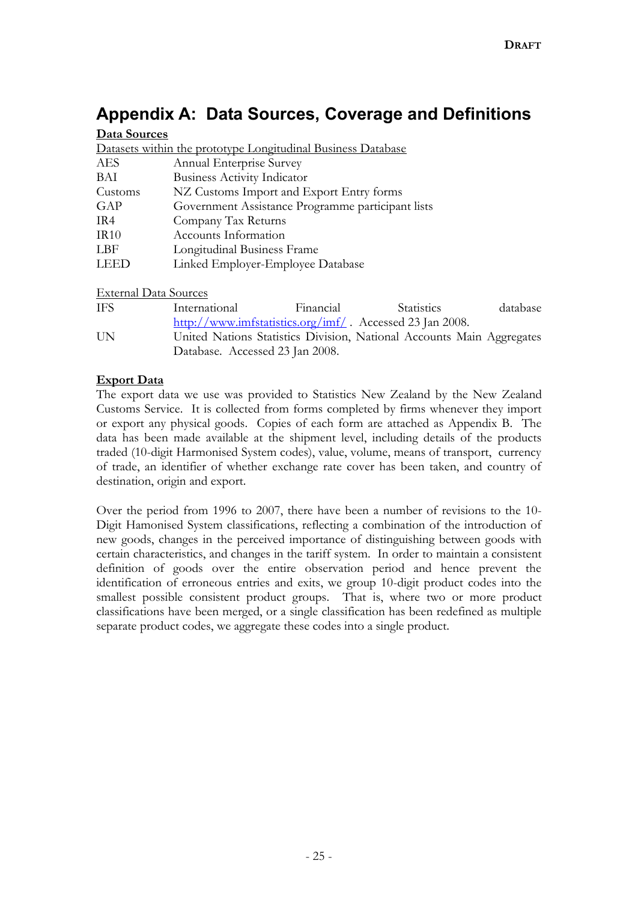# Appendix A: Data Sources, Coverage and Definitions

**Data Sources**

Datasets within the prototype Longitudinal Business Database

| | |
|---|---|
| AES | Annual Enterprise Survey |
| BAI | Business Activity Indicator |
| Customs | NZ Customs Import and Export Entry forms |
| GAP | Government Assistance Programme participant lists |
| IR4 | Company Tax Returns |
| IR10 | Accounts Information |
| LBF | Longitudinal Business Frame |
| LEED | Linked Employer-Employee Database |

External Data Sources

| | |
|---|---|
| IFS | International Financial Statistics database http://www.imfstatistics.org/imf/ . Accessed 23 Jan 2008. |
| UN | United Nations Statistics Division, National Accounts Main Aggregates Database. Accessed 23 Jan 2008. |

**Export Data**

The export data we use was provided to Statistics New Zealand by the New Zealand Customs Service. It is collected from forms completed by firms whenever they import or export any physical goods. Copies of each form are attached as Appendix B. The data has been made available at the shipment level, including details of the products traded (10-digit Harmonised System codes), value, volume, means of transport, currency of trade, an identifier of whether exchange rate cover has been taken, and country of destination, origin and export.

Over the period from 1996 to 2007, there have been a number of revisions to the 10-Digit Hamonised System classifications, reflecting a combination of the introduction of new goods, changes in the perceived importance of distinguishing between goods with certain characteristics, and changes in the tariff system. In order to maintain a consistent definition of goods over the entire observation period and hence prevent the identification of erroneous entries and exits, we group 10-digit product codes into the smallest possible consistent product groups. That is, where two or more product classifications have been merged, or a single classification has been redefined as multiple separate product codes, we aggregate these codes into a single product.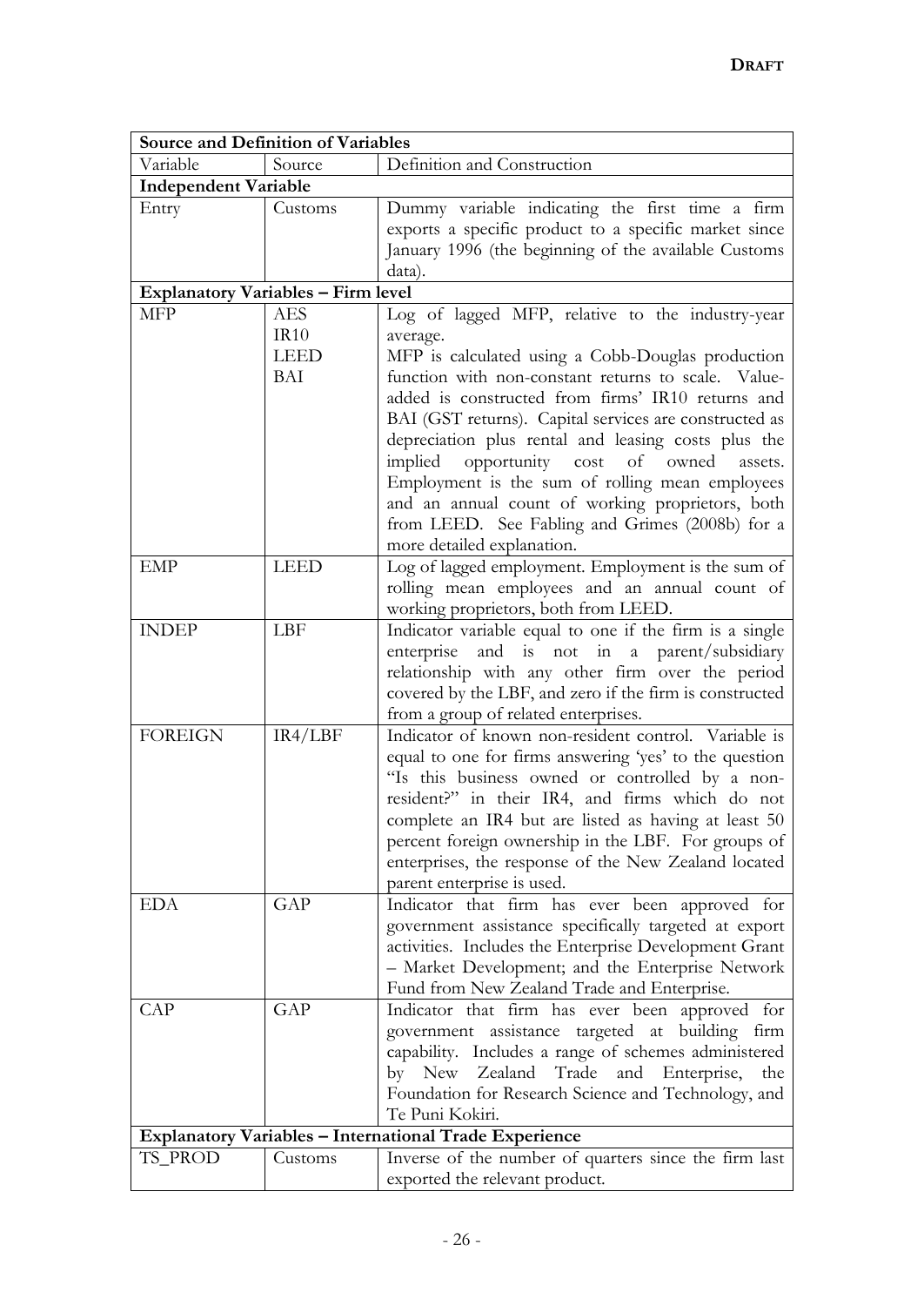| Source and Definition of Variables | | |
|---|---|---|
| Variable | Source | Definition and Construction |
| **Independent Variable** | | |
| Entry | Customs | Dummy variable indicating the first time a firm exports a specific product to a specific market since January 1996 (the beginning of the available Customs data). |
| **Explanatory Variables – Firm level** | | |
| MFP | AES IR10 LEED BAI | Log of lagged MFP, relative to the industry-year average. MFP is calculated using a Cobb-Douglas production function with non-constant returns to scale. Value-added is constructed from firms' IR10 returns and BAI (GST returns). Capital services are constructed as depreciation plus rental and leasing costs plus the implied opportunity cost of owned assets. Employment is the sum of rolling mean employees and an annual count of working proprietors, both from LEED. See Fabling and Grimes (2008b) for a more detailed explanation. |
| EMP | LEED | Log of lagged employment. Employment is the sum of rolling mean employees and an annual count of working proprietors, both from LEED. |
| INDEP | LBF | Indicator variable equal to one if the firm is a single enterprise and is not in a parent/subsidiary relationship with any other firm over the period covered by the LBF, and zero if the firm is constructed from a group of related enterprises. |
| FOREIGN | IR4/LBF | Indicator of known non-resident control. Variable is equal to one for firms answering 'yes' to the question "Is this business owned or controlled by a non-resident?" in their IR4, and firms which do not complete an IR4 but are listed as having at least 50 percent foreign ownership in the LBF. For groups of enterprises, the response of the New Zealand located parent enterprise is used. |
| EDA | GAP | Indicator that firm has ever been approved for government assistance specifically targeted at export activities. Includes the Enterprise Development Grant – Market Development; and the Enterprise Network Fund from New Zealand Trade and Enterprise. |
| CAP | GAP | Indicator that firm has ever been approved for government assistance targeted at building firm capability. Includes a range of schemes administered by New Zealand Trade and Enterprise, the Foundation for Research Science and Technology, and Te Puni Kokiri. |
| **Explanatory Variables – International Trade Experience** | | |
| TS_PROD | Customs | Inverse of the number of quarters since the firm last exported the relevant product. |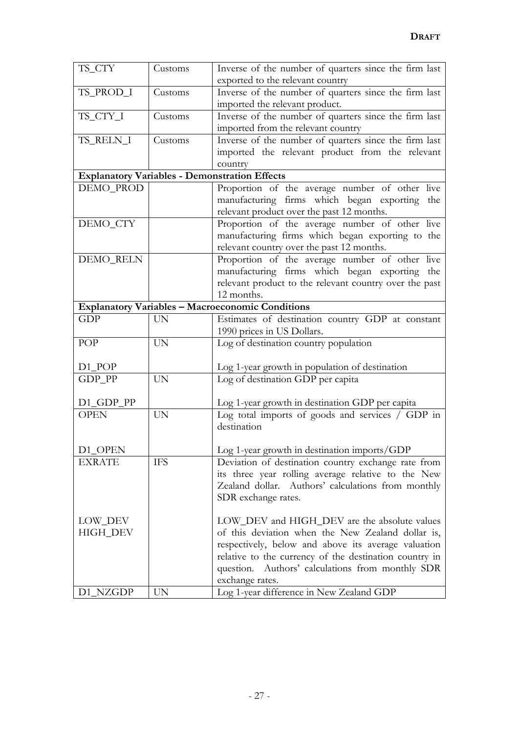| | | |
|---|---|---|
| TS_CTY | Customs | Inverse of the number of quarters since the firm last exported to the relevant country |
| TS_PROD_I | Customs | Inverse of the number of quarters since the firm last imported the relevant product. |
| TS_CTY_I | Customs | Inverse of the number of quarters since the firm last imported from the relevant country |
| TS_RELN_I | Customs | Inverse of the number of quarters since the firm last imported the relevant product from the relevant country |
| **Explanatory Variables - Demonstration Effects** | | |
| DEMO_PROD | | Proportion of the average number of other live manufacturing firms which began exporting the relevant product over the past 12 months. |
| DEMO_CTY | | Proportion of the average number of other live manufacturing firms which began exporting to the relevant country over the past 12 months. |
| DEMO_RELN | | Proportion of the average number of other live manufacturing firms which began exporting the relevant product to the relevant country over the past 12 months. |
| **Explanatory Variables – Macroeconomic Conditions** | | |
| GDP | UN | Estimates of destination country GDP at constant 1990 prices in US Dollars. |
| POP<br><br>D1_POP | UN | Log of destination country population<br><br>Log 1-year growth in population of destination |
| GDP_PP<br><br>D1_GDP_PP | UN | Log of destination GDP per capita<br><br>Log 1-year growth in destination GDP per capita |
| OPEN<br><br>D1_OPEN | UN | Log total imports of goods and services / GDP in destination<br><br>Log 1-year growth in destination imports/GDP |
| EXRATE<br><br>LOW_DEV<br>HIGH_DEV | IFS | Deviation of destination country exchange rate from its three year rolling average relative to the New Zealand dollar. Authors' calculations from monthly SDR exchange rates.<br><br>LOW_DEV and HIGH_DEV are the absolute values of this deviation when the New Zealand dollar is, respectively, below and above its average valuation relative to the currency of the destination country in question. Authors' calculations from monthly SDR exchange rates. |
| D1_NZGDP | UN | Log 1-year difference in New Zealand GDP |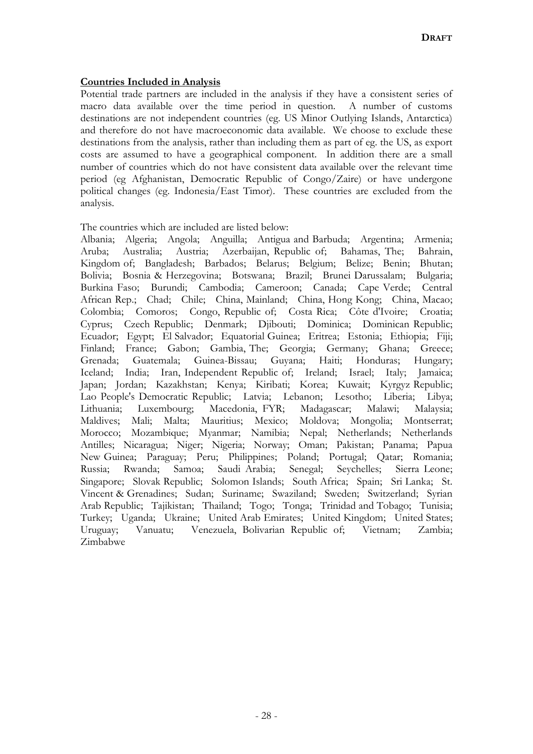**Countries Included in Analysis**

Potential trade partners are included in the analysis if they have a consistent series of macro data available over the time period in question. A number of customs destinations are not independent countries (eg. US Minor Outlying Islands, Antarctica) and therefore do not have macroeconomic data available. We choose to exclude these destinations from the analysis, rather than including them as part of eg. the US, as export costs are assumed to have a geographical component. In addition there are a small number of countries which do not have consistent data available over the relevant time period (eg Afghanistan, Democratic Republic of Congo/Zaire) or have undergone political changes (eg. Indonesia/East Timor). These countries are excluded from the analysis.

The countries which are included are listed below:

Albania; Algeria; Angola; Anguilla; Antigua and Barbuda; Argentina; Armenia; Aruba; Australia; Austria; Azerbaijan, Republic of; Bahamas, The; Bahrain, Kingdom of; Bangladesh; Barbados; Belarus; Belgium; Belize; Benin; Bhutan; Bolivia; Bosnia & Herzegovina; Botswana; Brazil; Brunei Darussalam; Bulgaria; Burkina Faso; Burundi; Cambodia; Cameroon; Canada; Cape Verde; Central African Rep.; Chad; Chile; China, Mainland; China, Hong Kong; China, Macao; Colombia; Comoros; Congo, Republic of; Costa Rica; Côte d'Ivoire; Croatia; Cyprus; Czech Republic; Denmark; Djibouti; Dominica; Dominican Republic; Ecuador; Egypt; El Salvador; Equatorial Guinea; Eritrea; Estonia; Ethiopia; Fiji; Finland; France; Gabon; Gambia, The; Georgia; Germany; Ghana; Greece; Grenada; Guatemala; Guinea-Bissau; Guyana; Haiti; Honduras; Hungary; Iceland; India; Iran, Independent Republic of; Ireland; Israel; Italy; Jamaica; Japan; Jordan; Kazakhstan; Kenya; Kiribati; Korea; Kuwait; Kyrgyz Republic; Lao People's Democratic Republic; Latvia; Lebanon; Lesotho; Liberia; Libya; Lithuania; Luxembourg; Macedonia, FYR; Madagascar; Malawi; Malaysia; Maldives; Mali; Malta; Mauritius; Mexico; Moldova; Mongolia; Montserrat; Morocco; Mozambique; Myanmar; Namibia; Nepal; Netherlands; Netherlands Antilles; Nicaragua; Niger; Nigeria; Norway; Oman; Pakistan; Panama; Papua New Guinea; Paraguay; Peru; Philippines; Poland; Portugal; Qatar; Romania; Russia; Rwanda; Samoa; Saudi Arabia; Senegal; Seychelles; Sierra Leone; Singapore; Slovak Republic; Solomon Islands; South Africa; Spain; Sri Lanka; St. Vincent & Grenadines; Sudan; Suriname; Swaziland; Sweden; Switzerland; Syrian Arab Republic; Tajikistan; Thailand; Togo; Tonga; Trinidad and Tobago; Tunisia; Turkey; Uganda; Ukraine; United Arab Emirates; United Kingdom; United States; Uruguay; Vanuatu; Venezuela, Bolivarian Republic of; Vietnam; Zambia; Zimbabwe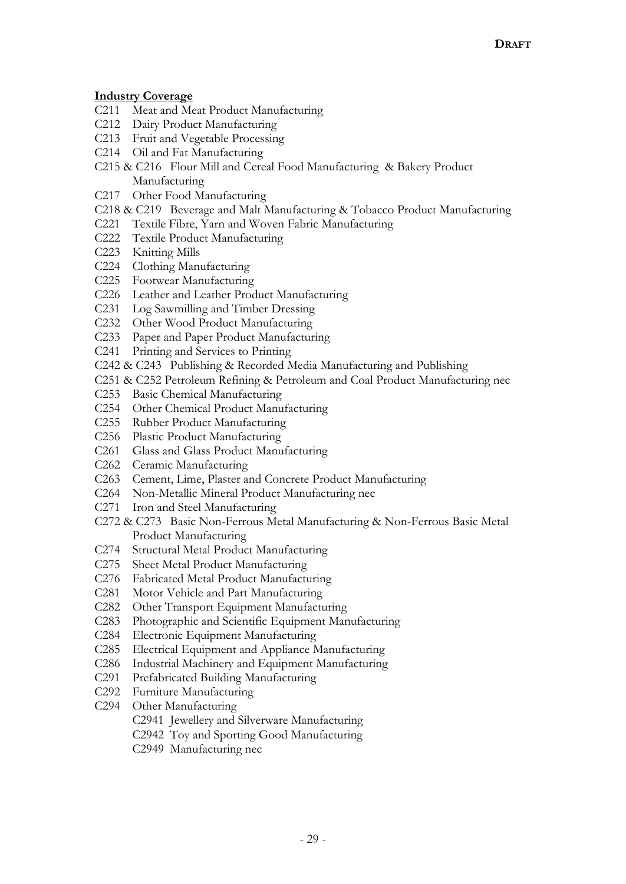**Industry Coverage**

C211 Meat and Meat Product Manufacturing
C212 Dairy Product Manufacturing
C213 Fruit and Vegetable Processing
C214 Oil and Fat Manufacturing
C215 & C216 Flour Mill and Cereal Food Manufacturing & Bakery Product Manufacturing
C217 Other Food Manufacturing
C218 & C219 Beverage and Malt Manufacturing & Tobacco Product Manufacturing
C221 Textile Fibre, Yarn and Woven Fabric Manufacturing
C222 Textile Product Manufacturing
C223 Knitting Mills
C224 Clothing Manufacturing
C225 Footwear Manufacturing
C226 Leather and Leather Product Manufacturing
C231 Log Sawmilling and Timber Dressing
C232 Other Wood Product Manufacturing
C233 Paper and Paper Product Manufacturing
C241 Printing and Services to Printing
C242 & C243 Publishing & Recorded Media Manufacturing and Publishing
C251 & C252 Petroleum Refining & Petroleum and Coal Product Manufacturing nec
C253 Basic Chemical Manufacturing
C254 Other Chemical Product Manufacturing
C255 Rubber Product Manufacturing
C256 Plastic Product Manufacturing
C261 Glass and Glass Product Manufacturing
C262 Ceramic Manufacturing
C263 Cement, Lime, Plaster and Concrete Product Manufacturing
C264 Non-Metallic Mineral Product Manufacturing nec
C271 Iron and Steel Manufacturing
C272 & C273 Basic Non-Ferrous Metal Manufacturing & Non-Ferrous Basic Metal Product Manufacturing
C274 Structural Metal Product Manufacturing
C275 Sheet Metal Product Manufacturing
C276 Fabricated Metal Product Manufacturing
C281 Motor Vehicle and Part Manufacturing
C282 Other Transport Equipment Manufacturing
C283 Photographic and Scientific Equipment Manufacturing
C284 Electronic Equipment Manufacturing
C285 Electrical Equipment and Appliance Manufacturing
C286 Industrial Machinery and Equipment Manufacturing
C291 Prefabricated Building Manufacturing
C292 Furniture Manufacturing
C294 Other Manufacturing
- C2941 Jewellery and Silverware Manufacturing
- C2942 Toy and Sporting Good Manufacturing
- C2949 Manufacturing nec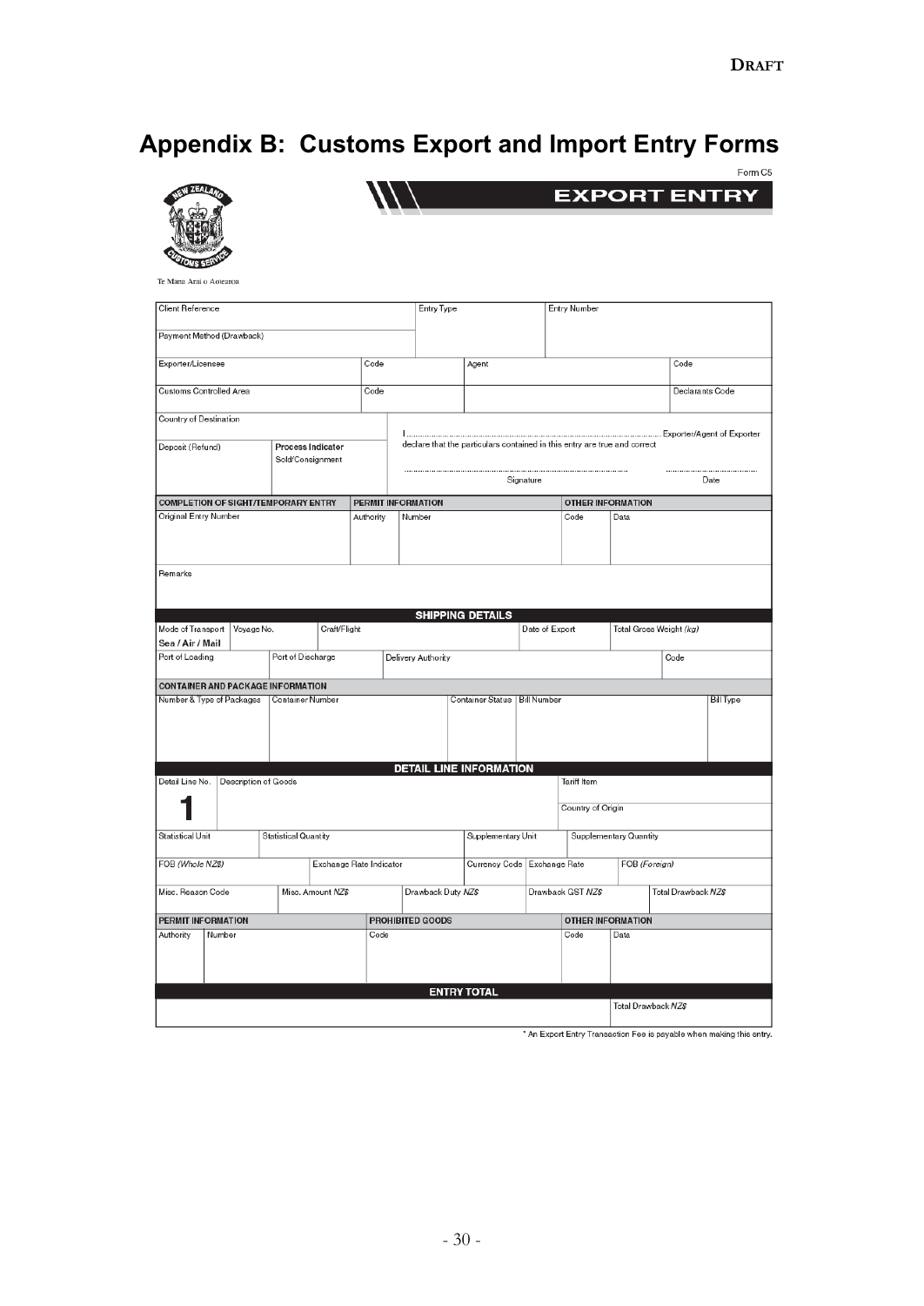# Appendix B: Customs Export and Import Entry Forms

Form C5

**EXPORT ENTRY**

Te Mana Arai o Aotearoa

| Client Reference | | Entry Type | Entry Number |
|---|---|---|---|
| Payment Method (Drawback) | | | |

| Exporter/Licensee | Code | Agent | Code |
|---|---|---|---|
| Customs Controlled Area | Code | | Declarants Code |

Country of Destination

Deposit (Refund) | **Process Indicator** Sold/Consignment

I .................................................................... Exporter/Agent of Exporter
declare that the particulars contained in this entry are true and correct

.................................................................... Signature ........................ Date

| COMPLETION OF SIGHT/TEMPORARY ENTRY | PERMIT INFORMATION | | OTHER INFORMATION | |
|---|---|---|---|---|
| Original Entry Number | Authority | Number | Code | Data |

Remarks

**SHIPPING DETAILS**

| Mode of Transport Sea / Air / Mail | Voyage No. | Craft/Flight | Date of Export | Total Gross Weight *(kg)* |
|---|---|---|---|---|

| Port of Loading | Port of Discharge | Delivery Authority | Code |
|---|---|---|---|

**CONTAINER AND PACKAGE INFORMATION**

| Number & Type of Packages | Container Number | Container Status | Bill Number | Bill Type |
|---|---|---|---|---|

**DETAIL LINE INFORMATION**

| Detail Line No. | Description of Goods | Tariff Item |
|---|---|---|
| 1 | | Country of Origin |

| Statistical Unit | Statistical Quantity | Supplementary Unit | Supplementary Quantity |
|---|---|---|---|

| FOB *(Whole NZ$)* | Exchange Rate Indicator | Currency Code | Exchange Rate | FOB *(Foreign)* |
|---|---|---|---|---|

| Misc. Reason Code | Misc. Amount *NZ$* | Drawback Duty *NZ$* | Drawback GST *NZ$* | Total Drawback *NZ$* |
|---|---|---|---|---|

| PERMIT INFORMATION | | PROHIBITED GOODS | OTHER INFORMATION | |
|---|---|---|---|---|
| Authority | Number | Code | Code | Data |

**ENTRY TOTAL**

Total Drawback *NZ$*

\* An Export Entry Transaction Fee is payable when making this entry.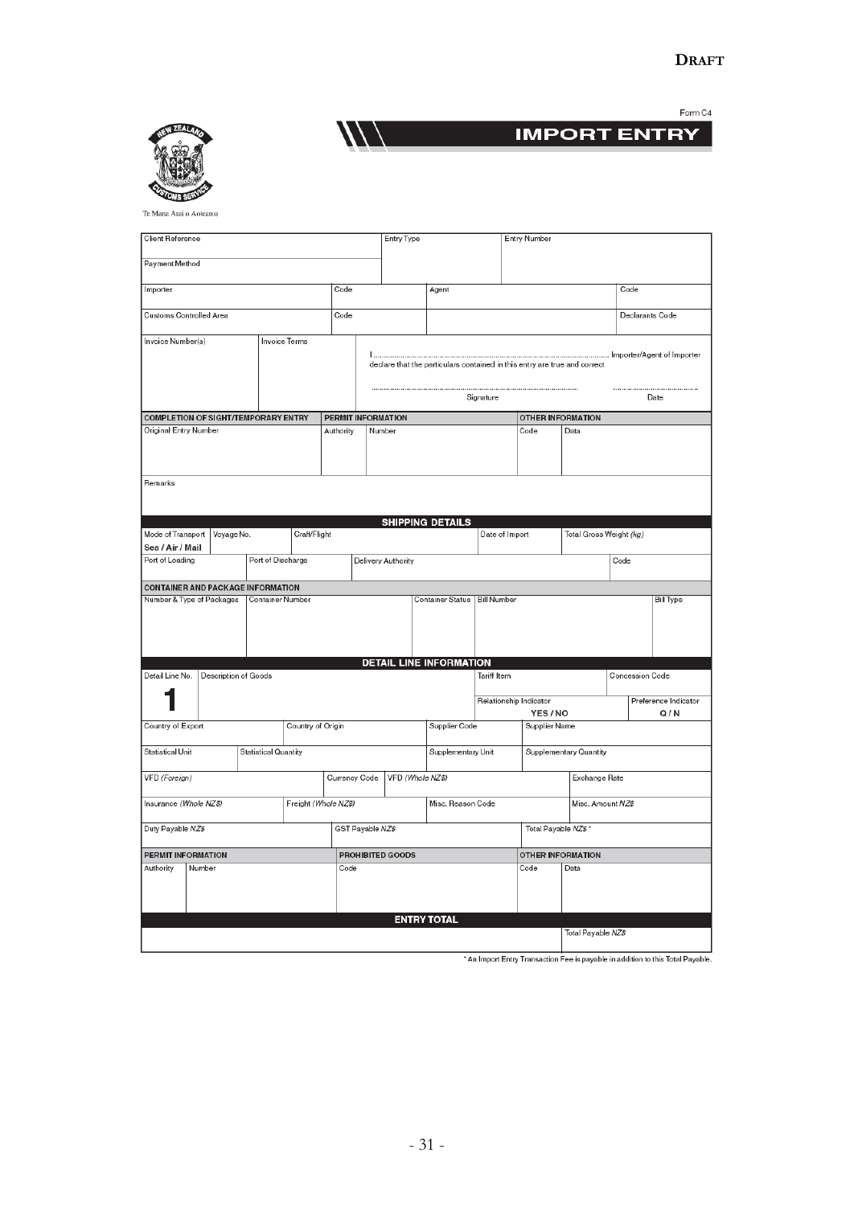**DRAFT**

Form C4

# IMPORT ENTRY

Te Mana Arai o Aotearoa

| | | | | | |
|---|---|---|---|---|---|
| Client Reference | | Entry Type | | Entry Number | |
| Payment Method | | | | | |
| Importer | Code | | Agent | | Code |
| Customs Controlled Area | Code | | | | Declarants Code |
| Invoice Number(s) | Invoice Terms | I ........................................ Importer/Agent of Importer declare that the particulars contained in this entry are true and correct | | | |
| | | ........................................ Signature | | | ............ Date |

| COMPLETION OF SIGHT/TEMPORARY ENTRY | PERMIT INFORMATION | | OTHER INFORMATION | |
|---|---|---|---|---|
| Original Entry Number | Authority | Number | Code | Data |
| Remarks | | | | |

## SHIPPING DETAILS

| | | | | |
|---|---|---|---|---|
| Mode of Transport Sea / Air / Mail | Voyage No. | Craft/Flight | Date of Import | Total Gross Weight *(kg)* |
| Port of Loading | Port of Discharge | Delivery Authority | | Code |

**CONTAINER AND PACKAGE INFORMATION**

| Number & Type of Packages | Container Number | Container Status | Bill Number | Bill Type |
|---|---|---|---|---|
| | | | | |

## DETAIL LINE INFORMATION

| | | | | |
|---|---|---|---|---|
| Detail Line No. **1** | Description of Goods | | Tariff Item | Concession Code |
| | | | Relationship Indicator YES / NO | Preference Indicator Q / N |
| Country of Export | Country of Origin | Supplier Code | Supplier Name | |
| Statistical Unit | Statistical Quantity | Supplementary Unit | Supplementary Quantity | |
| VFD *(Foreign)* | Currency Code | VFD *(Whole NZ$)* | Exchange Rate | |
| Insurance *(Whole NZ$)* | Freight *(Whole NZ$)* | Misc. Reason Code | Misc. Amount *NZ$* | |
| Duty Payable *NZ$* | GST Payable *NZ$* | | Total Payable *NZ$* * | |

| PERMIT INFORMATION | | PROHIBITED GOODS | OTHER INFORMATION | |
|---|---|---|---|---|
| Authority | Number | Code | Code | Data |

## ENTRY TOTAL

| | |
|---|---|
| | Total Payable *NZ$* |

* An Import Entry Transaction Fee is payable in addition to this Total Payable.